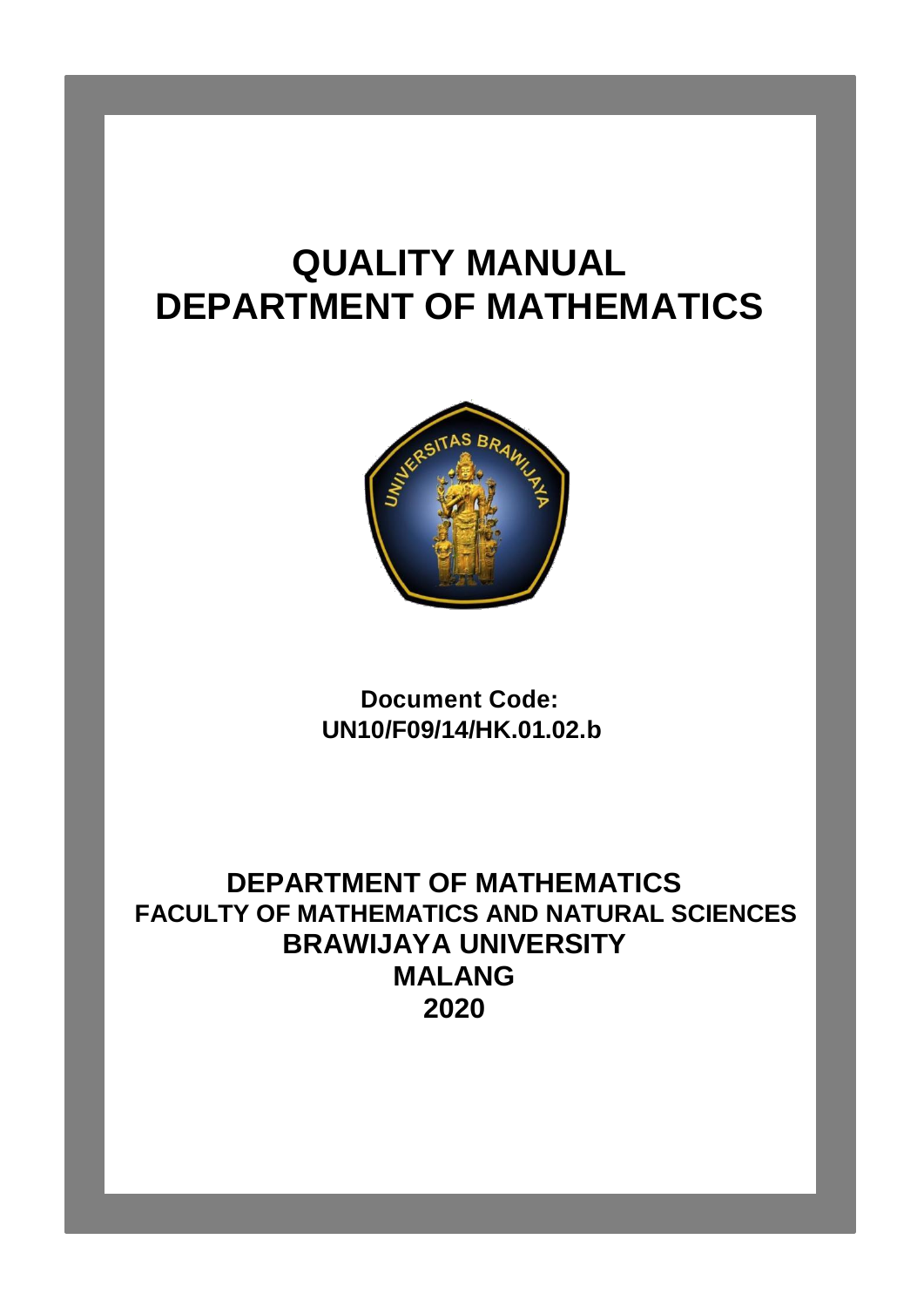# QUALITY MANUAL
# DEPARTMENT OF MATHEMATICS

**Document Code:**
**UN10/F09/14/HK.01.02.b**

**DEPARTMENT OF MATHEMATICS**
**FACULTY OF MATHEMATICS AND NATURAL SCIENCES**
**BRAWIJAYA UNIVERSITY**
**MALANG**
**2020**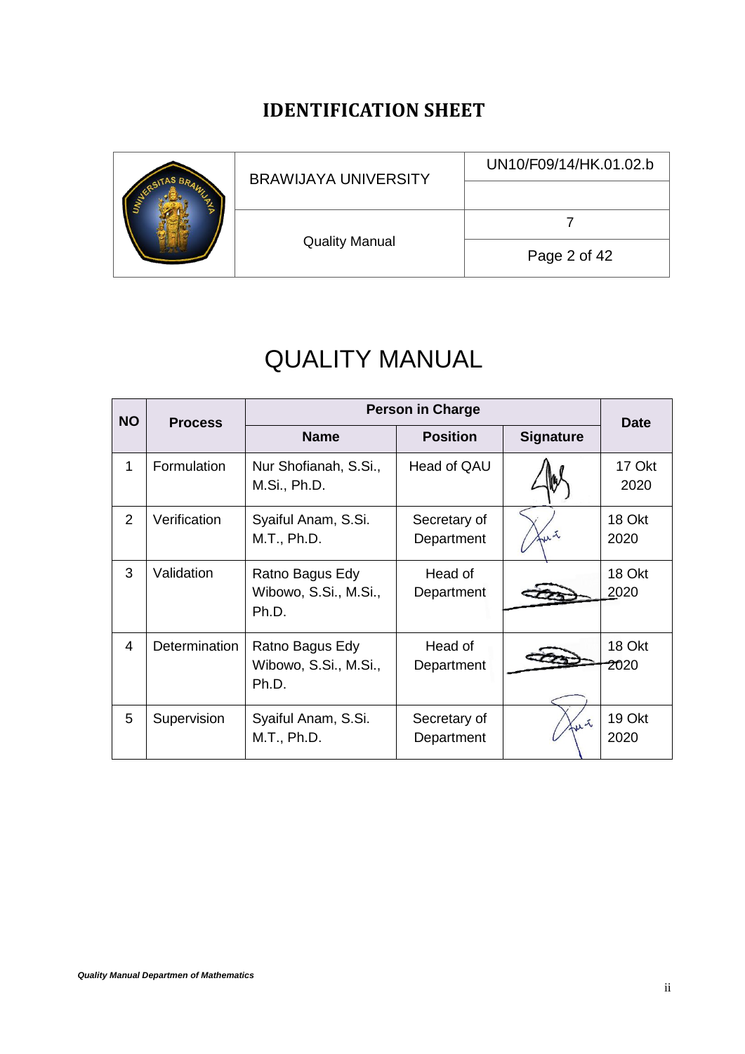# IDENTIFICATION SHEET

| | BRAWIJAYA UNIVERSITY | UN10/F09/14/HK.01.02.b |
|---|---|---|
| | | |
| | Quality Manual | 7 |
| | | Page 2 of 42 |

# QUALITY MANUAL

| NO | Process | Person in Charge | | | Date |
|---|---|---|---|---|---|
| | | Name | Position | Signature | |
| 1 | Formulation | Nur Shofianah, S.Si., M.Si., Ph.D. | Head of QAU | | 17 Okt 2020 |
| 2 | Verification | Syaiful Anam, S.Si. M.T., Ph.D. | Secretary of Department | | 18 Okt 2020 |
| 3 | Validation | Ratno Bagus Edy Wibowo, S.Si., M.Si., Ph.D. | Head of Department | | 18 Okt 2020 |
| 4 | Determination | Ratno Bagus Edy Wibowo, S.Si., M.Si., Ph.D. | Head of Department | | 18 Okt 2020 |
| 5 | Supervision | Syaiful Anam, S.Si. M.T., Ph.D. | Secretary of Department | | 19 Okt 2020 |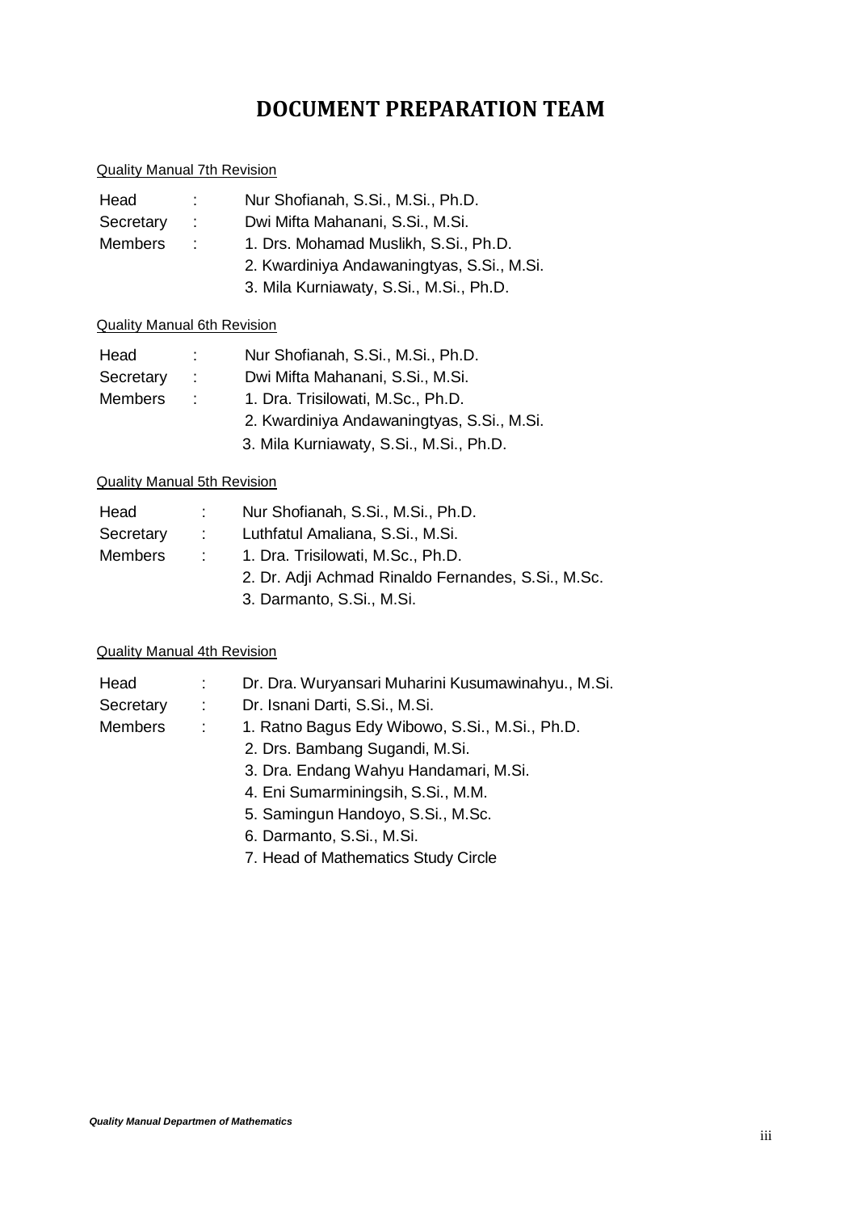# DOCUMENT PREPARATION TEAM

Quality Manual 7th Revision

| | | |
|---|---|---|
| Head | : | Nur Shofianah, S.Si., M.Si., Ph.D. |
| Secretary | : | Dwi Mifta Mahanani, S.Si., M.Si. |
| Members | : | 1. Drs. Mohamad Muslikh, S.Si., Ph.D. |
| | | 2. Kwardiniya Andawaningtyas, S.Si., M.Si. |
| | | 3. Mila Kurniawaty, S.Si., M.Si., Ph.D. |

Quality Manual 6th Revision

| | | |
|---|---|---|
| Head | : | Nur Shofianah, S.Si., M.Si., Ph.D. |
| Secretary | : | Dwi Mifta Mahanani, S.Si., M.Si. |
| Members | : | 1. Dra. Trisilowati, M.Sc., Ph.D. |
| | | 2. Kwardiniya Andawaningtyas, S.Si., M.Si. |
| | | 3. Mila Kurniawaty, S.Si., M.Si., Ph.D. |

Quality Manual 5th Revision

| | | |
|---|---|---|
| Head | : | Nur Shofianah, S.Si., M.Si., Ph.D. |
| Secretary | : | Luthfatul Amaliana, S.Si., M.Si. |
| Members | : | 1. Dra. Trisilowati, M.Sc., Ph.D. |
| | | 2. Dr. Adji Achmad Rinaldo Fernandes, S.Si., M.Sc. |
| | | 3. Darmanto, S.Si., M.Si. |

Quality Manual 4th Revision

| | | |
|---|---|---|
| Head | : | Dr. Dra. Wuryansari Muharini Kusumawinahyu., M.Si. |
| Secretary | : | Dr. Isnani Darti, S.Si., M.Si. |
| Members | : | 1. Ratno Bagus Edy Wibowo, S.Si., M.Si., Ph.D. |
| | | 2. Drs. Bambang Sugandi, M.Si. |
| | | 3. Dra. Endang Wahyu Handamari, M.Si. |
| | | 4. Eni Sumarminingsih, S.Si., M.M. |
| | | 5. Samingun Handoyo, S.Si., M.Sc. |
| | | 6. Darmanto, S.Si., M.Si. |
| | | 7. Head of Mathematics Study Circle |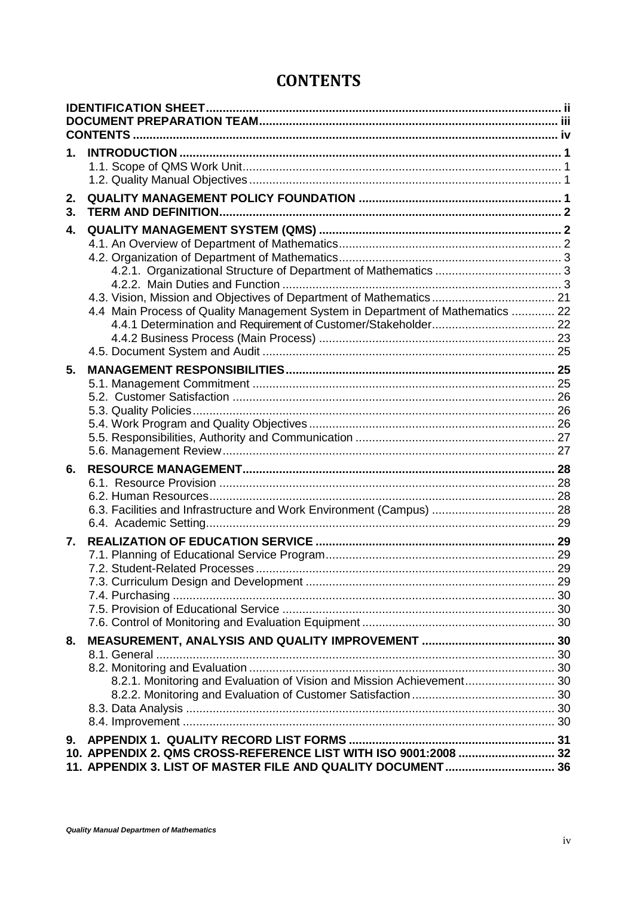# CONTENTS

**IDENTIFICATION SHEET** ........ ii
**DOCUMENT PREPARATION TEAM** ........ iii
**CONTENTS** ........ iv

**1. INTRODUCTION** ........ 1
- 1.1. Scope of QMS Work Unit ........ 1
- 1.2. Quality Manual Objectives ........ 1

**2. QUALITY MANAGEMENT POLICY FOUNDATION** ........ 1

**3. TERM AND DEFINITION** ........ 2

**4. QUALITY MANAGEMENT SYSTEM (QMS)** ........ 2
- 4.1. An Overview of Department of Mathematics ........ 2
- 4.2. Organization of Department of Mathematics ........ 3
  - 4.2.1. Organizational Structure of Department of Mathematics ........ 3
  - 4.2.2. Main Duties and Function ........ 3
- 4.3. Vision, Mission and Objectives of Department of Mathematics ........ 21
- 4.4 Main Process of Quality Management System in Department of Mathematics ........ 22
  - 4.4.1 Determination and Requirement of Customer/Stakeholder ........ 22
  - 4.4.2 Business Process (Main Process) ........ 23
- 4.5. Document System and Audit ........ 25

**5. MANAGEMENT RESPONSIBILITIES** ........ 25
- 5.1. Management Commitment ........ 25
- 5.2. Customer Satisfaction ........ 26
- 5.3. Quality Policies ........ 26
- 5.4. Work Program and Quality Objectives ........ 26
- 5.5. Responsibilities, Authority and Communication ........ 27
- 5.6. Management Review ........ 27

**6. RESOURCE MANAGEMENT** ........ 28
- 6.1. Resource Provision ........ 28
- 6.2. Human Resources ........ 28
- 6.3. Facilities and Infrastructure and Work Environment (Campus) ........ 28
- 6.4. Academic Setting ........ 29

**7. REALIZATION OF EDUCATION SERVICE** ........ 29
- 7.1. Planning of Educational Service Program ........ 29
- 7.2. Student-Related Processes ........ 29
- 7.3. Curriculum Design and Development ........ 29
- 7.4. Purchasing ........ 30
- 7.5. Provision of Educational Service ........ 30
- 7.6. Control of Monitoring and Evaluation Equipment ........ 30

**8. MEASUREMENT, ANALYSIS AND QUALITY IMPROVEMENT** ........ 30
- 8.1. General ........ 30
- 8.2. Monitoring and Evaluation ........ 30
  - 8.2.1. Monitoring and Evaluation of Vision and Mission Achievement ........ 30
  - 8.2.2. Monitoring and Evaluation of Customer Satisfaction ........ 30
- 8.3. Data Analysis ........ 30
- 8.4. Improvement ........ 30

**9. APPENDIX 1. QUALITY RECORD LIST FORMS** ........ 31

**10. APPENDIX 2. QMS CROSS-REFERENCE LIST WITH ISO 9001:2008** ........ 32

**11. APPENDIX 3. LIST OF MASTER FILE AND QUALITY DOCUMENT** ........ 36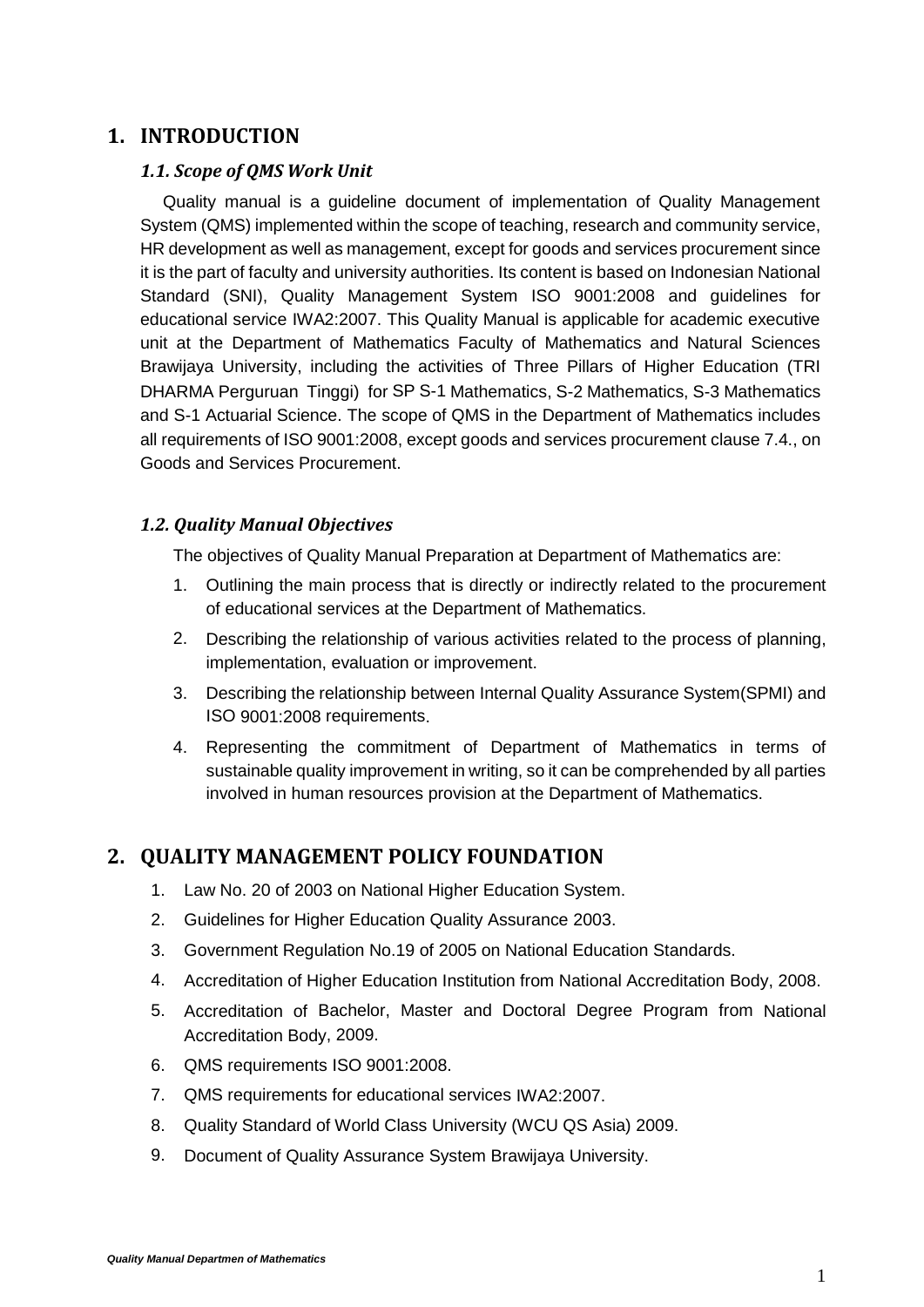# 1. INTRODUCTION

### *1.1. Scope of QMS Work Unit*

Quality manual is a guideline document of implementation of Quality Management System (QMS) implemented within the scope of teaching, research and community service, HR development as well as management, except for goods and services procurement since it is the part of faculty and university authorities. Its content is based on Indonesian National Standard (SNI), Quality Management System ISO 9001:2008 and guidelines for educational service IWA2:2007. This Quality Manual is applicable for academic executive unit at the Department of Mathematics Faculty of Mathematics and Natural Sciences Brawijaya University, including the activities of Three Pillars of Higher Education (TRI DHARMA Perguruan Tinggi) for SP S-1 Mathematics, S-2 Mathematics, S-3 Mathematics and S-1 Actuarial Science. The scope of QMS in the Department of Mathematics includes all requirements of ISO 9001:2008, except goods and services procurement clause 7.4., on Goods and Services Procurement.

### *1.2. Quality Manual Objectives*

The objectives of Quality Manual Preparation at Department of Mathematics are:

1. Outlining the main process that is directly or indirectly related to the procurement of educational services at the Department of Mathematics.
2. Describing the relationship of various activities related to the process of planning, implementation, evaluation or improvement.
3. Describing the relationship between Internal Quality Assurance System(SPMI) and ISO 9001:2008 requirements.
4. Representing the commitment of Department of Mathematics in terms of sustainable quality improvement in writing, so it can be comprehended by all parties involved in human resources provision at the Department of Mathematics.

# 2. QUALITY MANAGEMENT POLICY FOUNDATION

1. Law No. 20 of 2003 on National Higher Education System.
2. Guidelines for Higher Education Quality Assurance 2003.
3. Government Regulation No.19 of 2005 on National Education Standards.
4. Accreditation of Higher Education Institution from National Accreditation Body, 2008.
5. Accreditation of Bachelor, Master and Doctoral Degree Program from National Accreditation Body, 2009.
6. QMS requirements ISO 9001:2008.
7. QMS requirements for educational services IWA2:2007.
8. Quality Standard of World Class University (WCU QS Asia) 2009.
9. Document of Quality Assurance System Brawijaya University.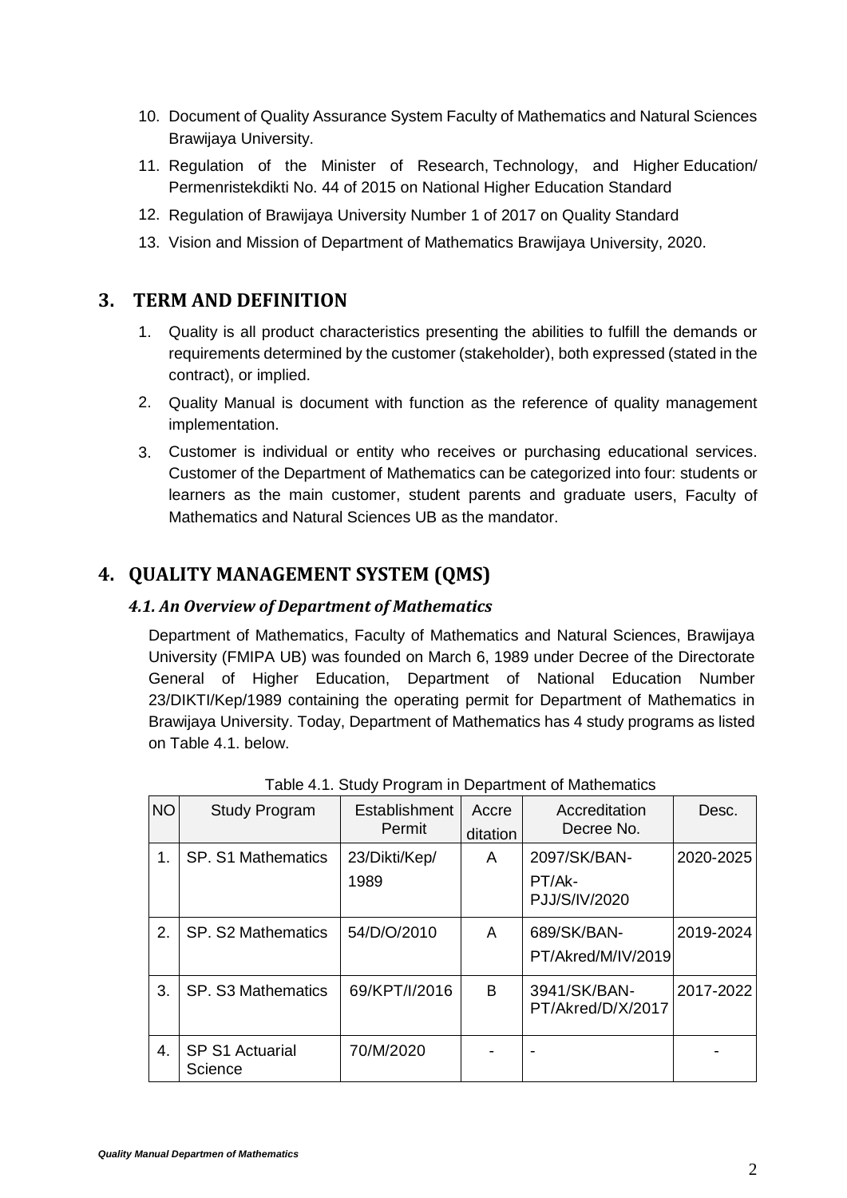10. Document of Quality Assurance System Faculty of Mathematics and Natural Sciences Brawijaya University.
11. Regulation of the Minister of Research, Technology, and Higher Education/ Permenristekdikti No. 44 of 2015 on National Higher Education Standard
12. Regulation of Brawijaya University Number 1 of 2017 on Quality Standard
13. Vision and Mission of Department of Mathematics Brawijaya University, 2020.

## 3. TERM AND DEFINITION

1. Quality is all product characteristics presenting the abilities to fulfill the demands or requirements determined by the customer (stakeholder), both expressed (stated in the contract), or implied.
2. Quality Manual is document with function as the reference of quality management implementation.
3. Customer is individual or entity who receives or purchasing educational services. Customer of the Department of Mathematics can be categorized into four: students or learners as the main customer, student parents and graduate users, Faculty of Mathematics and Natural Sciences UB as the mandator.

## 4. QUALITY MANAGEMENT SYSTEM (QMS)

### *4.1. An Overview of Department of Mathematics*

Department of Mathematics, Faculty of Mathematics and Natural Sciences, Brawijaya University (FMIPA UB) was founded on March 6, 1989 under Decree of the Directorate General of Higher Education, Department of National Education Number 23/DIKTI/Kep/1989 containing the operating permit for Department of Mathematics in Brawijaya University. Today, Department of Mathematics has 4 study programs as listed on Table 4.1. below.

Table 4.1. Study Program in Department of Mathematics

| NO | Study Program | Establishment Permit | Accreditation | Accreditation Decree No. | Desc. |
|---|---|---|---|---|---|
| 1. | SP. S1 Mathematics | 23/Dikti/Kep/ 1989 | A | 2097/SK/BAN-PT/Ak-PJJ/S/IV/2020 | 2020-2025 |
| 2. | SP. S2 Mathematics | 54/D/O/2010 | A | 689/SK/BAN-PT/Akred/M/IV/2019 | 2019-2024 |
| 3. | SP. S3 Mathematics | 69/KPT/I/2016 | B | 3941/SK/BAN-PT/Akred/D/X/2017 | 2017-2022 |
| 4. | SP S1 Actuarial Science | 70/M/2020 | - | - | - |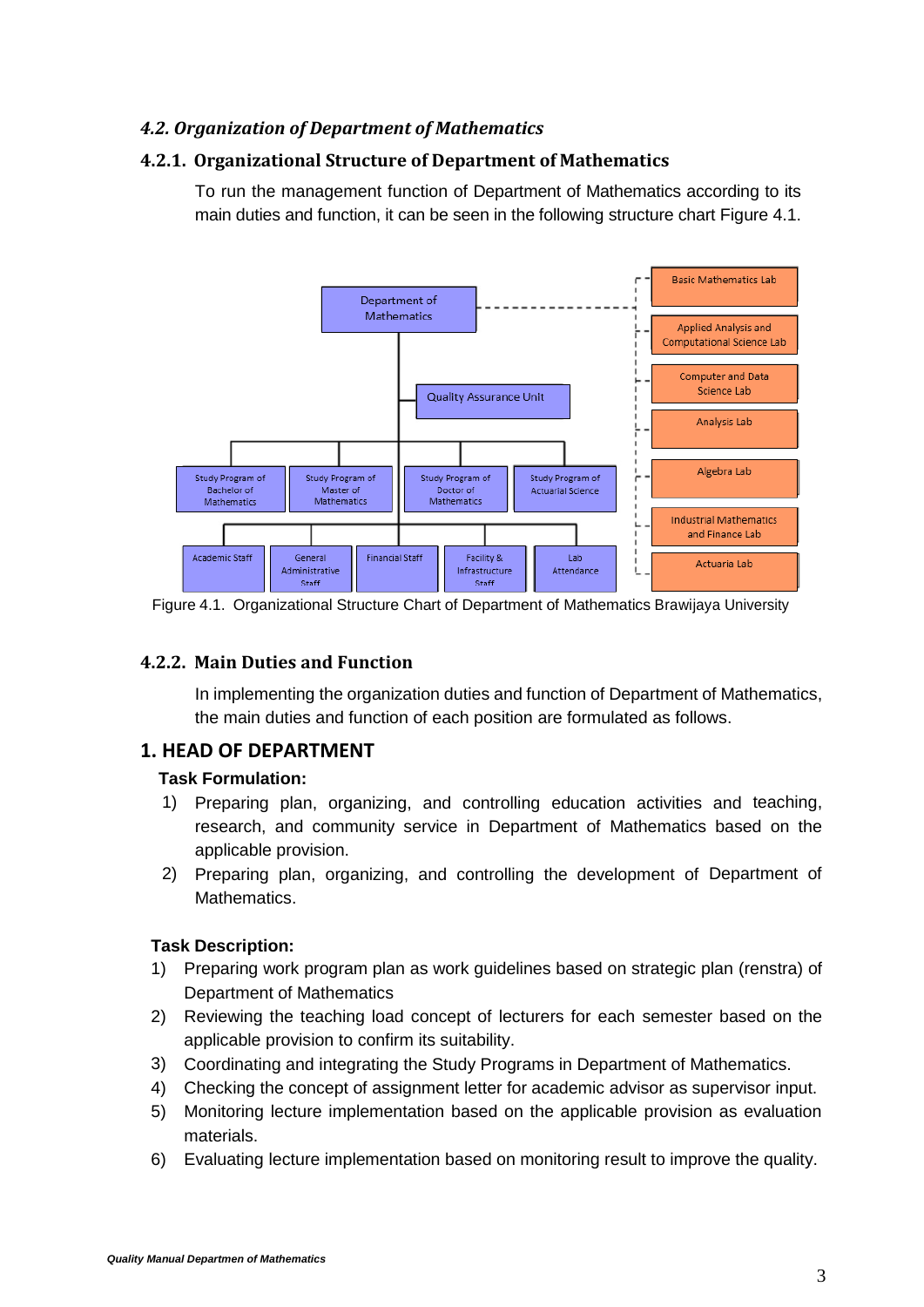### *4.2. Organization of Department of Mathematics*

#### 4.2.1. Organizational Structure of Department of Mathematics

To run the management function of Department of Mathematics according to its main duties and function, it can be seen in the following structure chart Figure 4.1.

Figure 4.1. Organizational Structure Chart of Department of Mathematics Brawijaya University

#### 4.2.2. Main Duties and Function

In implementing the organization duties and function of Department of Mathematics, the main duties and function of each position are formulated as follows.

## 1. HEAD OF DEPARTMENT

**Task Formulation:**

1) Preparing plan, organizing, and controlling education activities and teaching, research, and community service in Department of Mathematics based on the applicable provision.
2) Preparing plan, organizing, and controlling the development of Department of Mathematics.

**Task Description:**

1) Preparing work program plan as work guidelines based on strategic plan (renstra) of Department of Mathematics
2) Reviewing the teaching load concept of lecturers for each semester based on the applicable provision to confirm its suitability.
3) Coordinating and integrating the Study Programs in Department of Mathematics.
4) Checking the concept of assignment letter for academic advisor as supervisor input.
5) Monitoring lecture implementation based on the applicable provision as evaluation materials.
6) Evaluating lecture implementation based on monitoring result to improve the quality.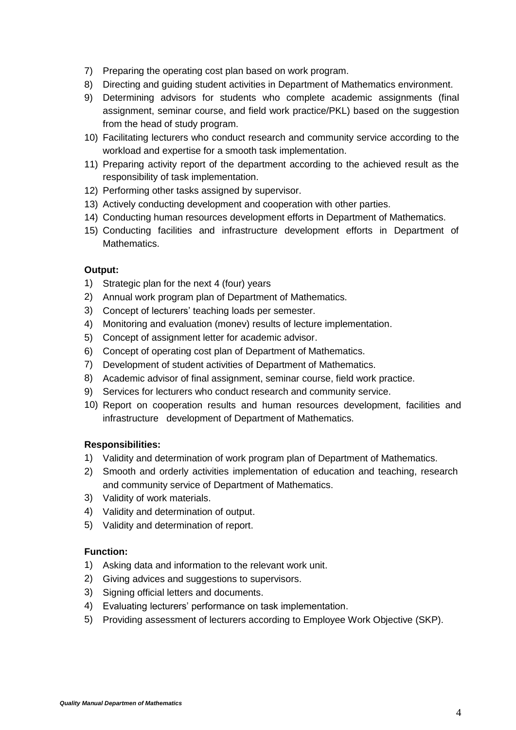7) Preparing the operating cost plan based on work program.
8) Directing and guiding student activities in Department of Mathematics environment.
9) Determining advisors for students who complete academic assignments (final assignment, seminar course, and field work practice/PKL) based on the suggestion from the head of study program.
10) Facilitating lecturers who conduct research and community service according to the workload and expertise for a smooth task implementation.
11) Preparing activity report of the department according to the achieved result as the responsibility of task implementation.
12) Performing other tasks assigned by supervisor.
13) Actively conducting development and cooperation with other parties.
14) Conducting human resources development efforts in Department of Mathematics.
15) Conducting facilities and infrastructure development efforts in Department of Mathematics.

**Output:**

1) Strategic plan for the next 4 (four) years
2) Annual work program plan of Department of Mathematics.
3) Concept of lecturers' teaching loads per semester.
4) Monitoring and evaluation (monev) results of lecture implementation.
5) Concept of assignment letter for academic advisor.
6) Concept of operating cost plan of Department of Mathematics.
7) Development of student activities of Department of Mathematics.
8) Academic advisor of final assignment, seminar course, field work practice.
9) Services for lecturers who conduct research and community service.
10) Report on cooperation results and human resources development, facilities and infrastructure development of Department of Mathematics.

**Responsibilities:**

1) Validity and determination of work program plan of Department of Mathematics.
2) Smooth and orderly activities implementation of education and teaching, research and community service of Department of Mathematics.
3) Validity of work materials.
4) Validity and determination of output.
5) Validity and determination of report.

**Function:**

1) Asking data and information to the relevant work unit.
2) Giving advices and suggestions to supervisors.
3) Signing official letters and documents.
4) Evaluating lecturers' performance on task implementation.
5) Providing assessment of lecturers according to Employee Work Objective (SKP).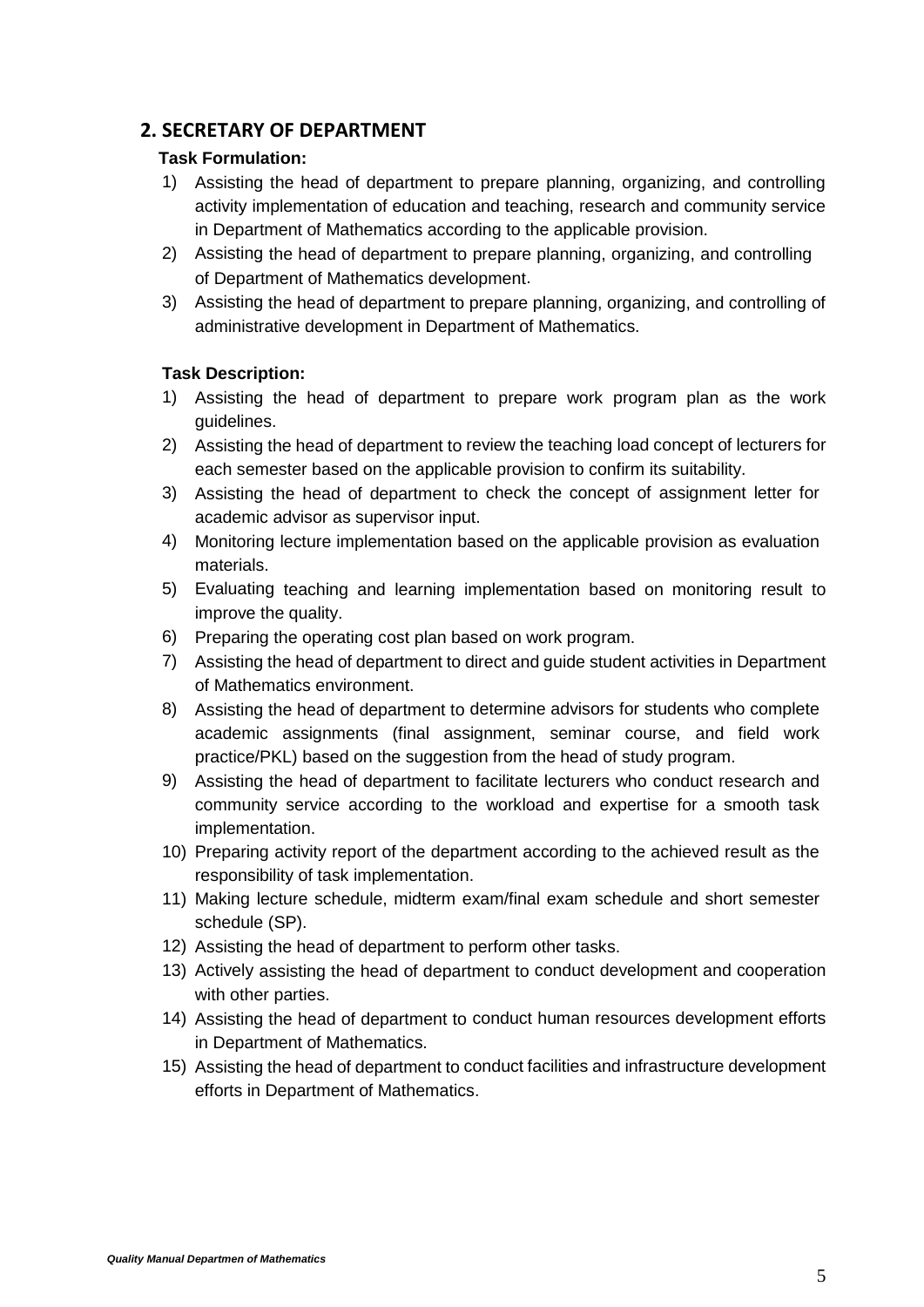## 2. SECRETARY OF DEPARTMENT

**Task Formulation:**

1) Assisting the head of department to prepare planning, organizing, and controlling activity implementation of education and teaching, research and community service in Department of Mathematics according to the applicable provision.
2) Assisting the head of department to prepare planning, organizing, and controlling of Department of Mathematics development.
3) Assisting the head of department to prepare planning, organizing, and controlling of administrative development in Department of Mathematics.

**Task Description:**

1) Assisting the head of department to prepare work program plan as the work guidelines.
2) Assisting the head of department to review the teaching load concept of lecturers for each semester based on the applicable provision to confirm its suitability.
3) Assisting the head of department to check the concept of assignment letter for academic advisor as supervisor input.
4) Monitoring lecture implementation based on the applicable provision as evaluation materials.
5) Evaluating teaching and learning implementation based on monitoring result to improve the quality.
6) Preparing the operating cost plan based on work program.
7) Assisting the head of department to direct and guide student activities in Department of Mathematics environment.
8) Assisting the head of department to determine advisors for students who complete academic assignments (final assignment, seminar course, and field work practice/PKL) based on the suggestion from the head of study program.
9) Assisting the head of department to facilitate lecturers who conduct research and community service according to the workload and expertise for a smooth task implementation.
10) Preparing activity report of the department according to the achieved result as the responsibility of task implementation.
11) Making lecture schedule, midterm exam/final exam schedule and short semester schedule (SP).
12) Assisting the head of department to perform other tasks.
13) Actively assisting the head of department to conduct development and cooperation with other parties.
14) Assisting the head of department to conduct human resources development efforts in Department of Mathematics.
15) Assisting the head of department to conduct facilities and infrastructure development efforts in Department of Mathematics.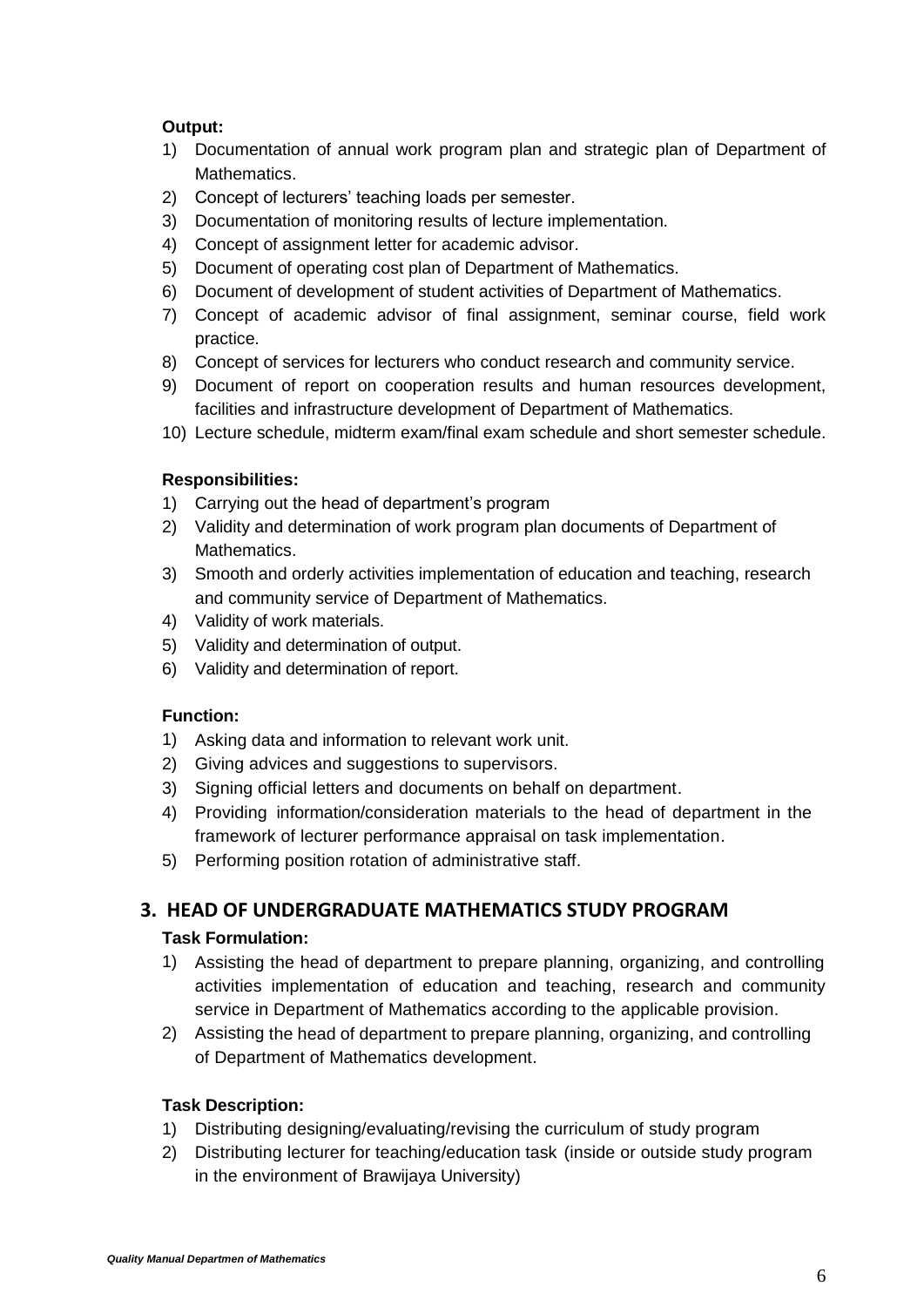**Output:**

1) Documentation of annual work program plan and strategic plan of Department of Mathematics.
2) Concept of lecturers' teaching loads per semester.
3) Documentation of monitoring results of lecture implementation.
4) Concept of assignment letter for academic advisor.
5) Document of operating cost plan of Department of Mathematics.
6) Document of development of student activities of Department of Mathematics.
7) Concept of academic advisor of final assignment, seminar course, field work practice.
8) Concept of services for lecturers who conduct research and community service.
9) Document of report on cooperation results and human resources development, facilities and infrastructure development of Department of Mathematics.
10) Lecture schedule, midterm exam/final exam schedule and short semester schedule.

**Responsibilities:**

1) Carrying out the head of department's program
2) Validity and determination of work program plan documents of Department of Mathematics.
3) Smooth and orderly activities implementation of education and teaching, research and community service of Department of Mathematics.
4) Validity of work materials.
5) Validity and determination of output.
6) Validity and determination of report.

**Function:**

1) Asking data and information to relevant work unit.
2) Giving advices and suggestions to supervisors.
3) Signing official letters and documents on behalf on department.
4) Providing information/consideration materials to the head of department in the framework of lecturer performance appraisal on task implementation.
5) Performing position rotation of administrative staff.

## 3. HEAD OF UNDERGRADUATE MATHEMATICS STUDY PROGRAM

**Task Formulation:**

1) Assisting the head of department to prepare planning, organizing, and controlling activities implementation of education and teaching, research and community service in Department of Mathematics according to the applicable provision.
2) Assisting the head of department to prepare planning, organizing, and controlling of Department of Mathematics development.

**Task Description:**

1) Distributing designing/evaluating/revising the curriculum of study program
2) Distributing lecturer for teaching/education task (inside or outside study program in the environment of Brawijaya University)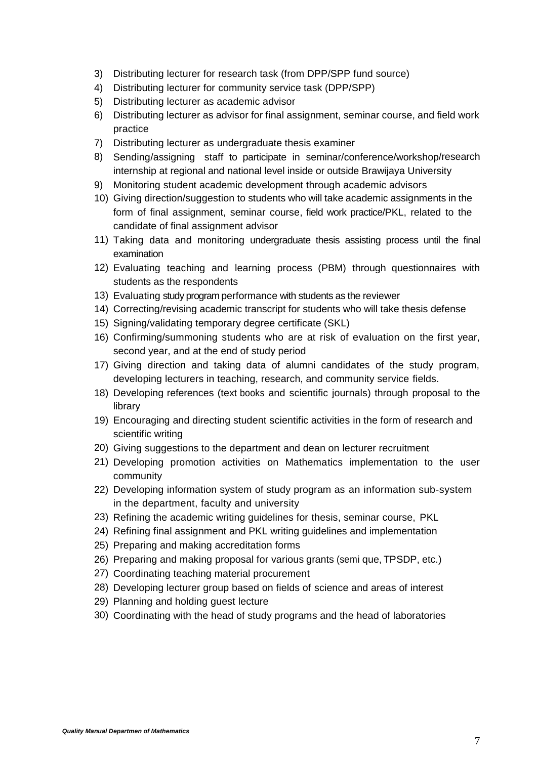3) Distributing lecturer for research task (from DPP/SPP fund source)
4) Distributing lecturer for community service task (DPP/SPP)
5) Distributing lecturer as academic advisor
6) Distributing lecturer as advisor for final assignment, seminar course, and field work practice
7) Distributing lecturer as undergraduate thesis examiner
8) Sending/assigning staff to participate in seminar/conference/workshop/research internship at regional and national level inside or outside Brawijaya University
9) Monitoring student academic development through academic advisors
10) Giving direction/suggestion to students who will take academic assignments in the form of final assignment, seminar course, field work practice/PKL, related to the candidate of final assignment advisor
11) Taking data and monitoring undergraduate thesis assisting process until the final examination
12) Evaluating teaching and learning process (PBM) through questionnaires with students as the respondents
13) Evaluating study program performance with students as the reviewer
14) Correcting/revising academic transcript for students who will take thesis defense
15) Signing/validating temporary degree certificate (SKL)
16) Confirming/summoning students who are at risk of evaluation on the first year, second year, and at the end of study period
17) Giving direction and taking data of alumni candidates of the study program, developing lecturers in teaching, research, and community service fields.
18) Developing references (text books and scientific journals) through proposal to the library
19) Encouraging and directing student scientific activities in the form of research and scientific writing
20) Giving suggestions to the department and dean on lecturer recruitment
21) Developing promotion activities on Mathematics implementation to the user community
22) Developing information system of study program as an information sub-system in the department, faculty and university
23) Refining the academic writing guidelines for thesis, seminar course, PKL
24) Refining final assignment and PKL writing guidelines and implementation
25) Preparing and making accreditation forms
26) Preparing and making proposal for various grants (semi que, TPSDP, etc.)
27) Coordinating teaching material procurement
28) Developing lecturer group based on fields of science and areas of interest
29) Planning and holding guest lecture
30) Coordinating with the head of study programs and the head of laboratories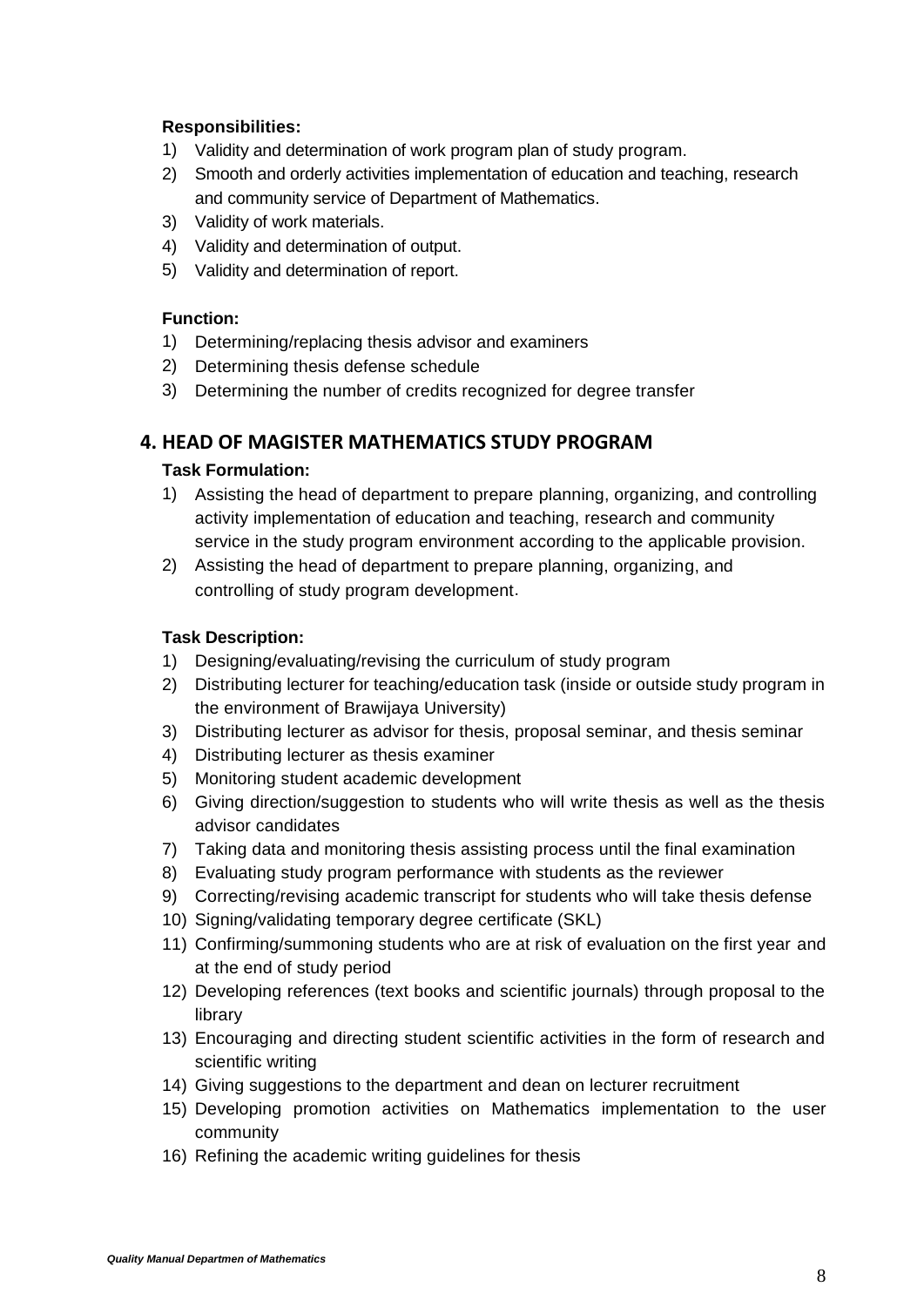**Responsibilities:**

1) Validity and determination of work program plan of study program.
2) Smooth and orderly activities implementation of education and teaching, research and community service of Department of Mathematics.
3) Validity of work materials.
4) Validity and determination of output.
5) Validity and determination of report.

**Function:**

1) Determining/replacing thesis advisor and examiners
2) Determining thesis defense schedule
3) Determining the number of credits recognized for degree transfer

## 4. HEAD OF MAGISTER MATHEMATICS STUDY PROGRAM

**Task Formulation:**

1) Assisting the head of department to prepare planning, organizing, and controlling activity implementation of education and teaching, research and community service in the study program environment according to the applicable provision.
2) Assisting the head of department to prepare planning, organizing, and controlling of study program development.

**Task Description:**

1) Designing/evaluating/revising the curriculum of study program
2) Distributing lecturer for teaching/education task (inside or outside study program in the environment of Brawijaya University)
3) Distributing lecturer as advisor for thesis, proposal seminar, and thesis seminar
4) Distributing lecturer as thesis examiner
5) Monitoring student academic development
6) Giving direction/suggestion to students who will write thesis as well as the thesis advisor candidates
7) Taking data and monitoring thesis assisting process until the final examination
8) Evaluating study program performance with students as the reviewer
9) Correcting/revising academic transcript for students who will take thesis defense
10) Signing/validating temporary degree certificate (SKL)
11) Confirming/summoning students who are at risk of evaluation on the first year and at the end of study period
12) Developing references (text books and scientific journals) through proposal to the library
13) Encouraging and directing student scientific activities in the form of research and scientific writing
14) Giving suggestions to the department and dean on lecturer recruitment
15) Developing promotion activities on Mathematics implementation to the user community
16) Refining the academic writing guidelines for thesis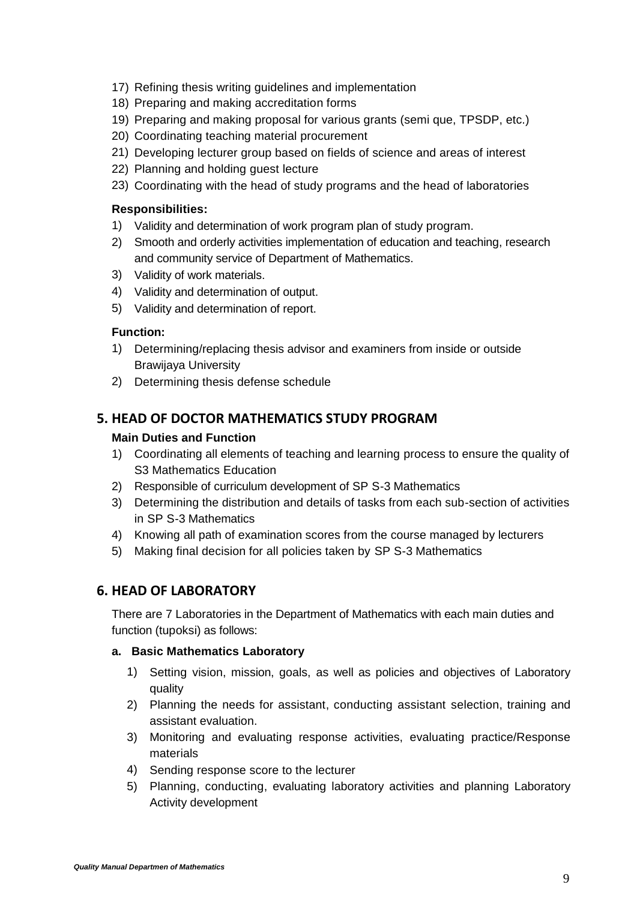17) Refining thesis writing guidelines and implementation
18) Preparing and making accreditation forms
19) Preparing and making proposal for various grants (semi que, TPSDP, etc.)
20) Coordinating teaching material procurement
21) Developing lecturer group based on fields of science and areas of interest
22) Planning and holding guest lecture
23) Coordinating with the head of study programs and the head of laboratories

**Responsibilities:**

1) Validity and determination of work program plan of study program.
2) Smooth and orderly activities implementation of education and teaching, research and community service of Department of Mathematics.
3) Validity of work materials.
4) Validity and determination of output.
5) Validity and determination of report.

**Function:**

1) Determining/replacing thesis advisor and examiners from inside or outside Brawijaya University
2) Determining thesis defense schedule

## 5. HEAD OF DOCTOR MATHEMATICS STUDY PROGRAM

**Main Duties and Function**

1) Coordinating all elements of teaching and learning process to ensure the quality of S3 Mathematics Education
2) Responsible of curriculum development of SP S-3 Mathematics
3) Determining the distribution and details of tasks from each sub-section of activities in SP S-3 Mathematics
4) Knowing all path of examination scores from the course managed by lecturers
5) Making final decision for all policies taken by SP S-3 Mathematics

## 6. HEAD OF LABORATORY

There are 7 Laboratories in the Department of Mathematics with each main duties and function (tupoksi) as follows:

**a. Basic Mathematics Laboratory**

1) Setting vision, mission, goals, as well as policies and objectives of Laboratory quality
2) Planning the needs for assistant, conducting assistant selection, training and assistant evaluation.
3) Monitoring and evaluating response activities, evaluating practice/Response materials
4) Sending response score to the lecturer
5) Planning, conducting, evaluating laboratory activities and planning Laboratory Activity development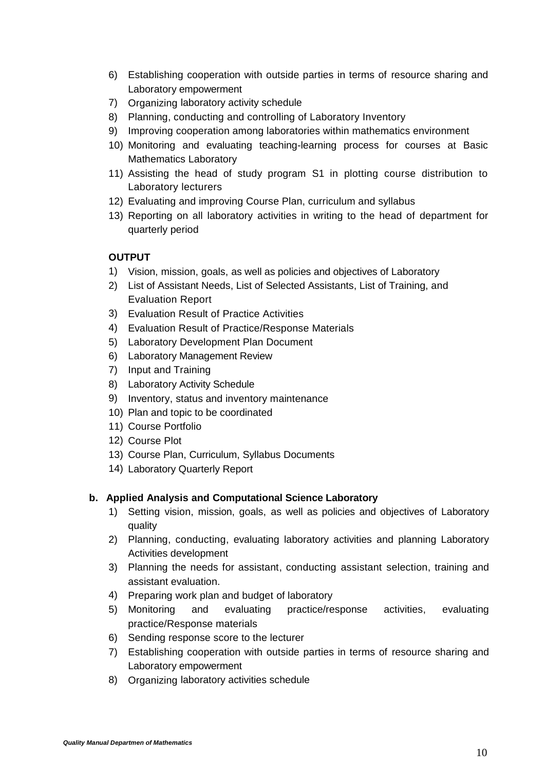6) Establishing cooperation with outside parties in terms of resource sharing and Laboratory empowerment
7) Organizing laboratory activity schedule
8) Planning, conducting and controlling of Laboratory Inventory
9) Improving cooperation among laboratories within mathematics environment
10) Monitoring and evaluating teaching-learning process for courses at Basic Mathematics Laboratory
11) Assisting the head of study program S1 in plotting course distribution to Laboratory lecturers
12) Evaluating and improving Course Plan, curriculum and syllabus
13) Reporting on all laboratory activities in writing to the head of department for quarterly period

**OUTPUT**

1) Vision, mission, goals, as well as policies and objectives of Laboratory
2) List of Assistant Needs, List of Selected Assistants, List of Training, and Evaluation Report
3) Evaluation Result of Practice Activities
4) Evaluation Result of Practice/Response Materials
5) Laboratory Development Plan Document
6) Laboratory Management Review
7) Input and Training
8) Laboratory Activity Schedule
9) Inventory, status and inventory maintenance
10) Plan and topic to be coordinated
11) Course Portfolio
12) Course Plot
13) Course Plan, Curriculum, Syllabus Documents
14) Laboratory Quarterly Report

**b. Applied Analysis and Computational Science Laboratory**

1) Setting vision, mission, goals, as well as policies and objectives of Laboratory quality
2) Planning, conducting, evaluating laboratory activities and planning Laboratory Activities development
3) Planning the needs for assistant, conducting assistant selection, training and assistant evaluation.
4) Preparing work plan and budget of laboratory
5) Monitoring and evaluating practice/response activities, evaluating practice/Response materials
6) Sending response score to the lecturer
7) Establishing cooperation with outside parties in terms of resource sharing and Laboratory empowerment
8) Organizing laboratory activities schedule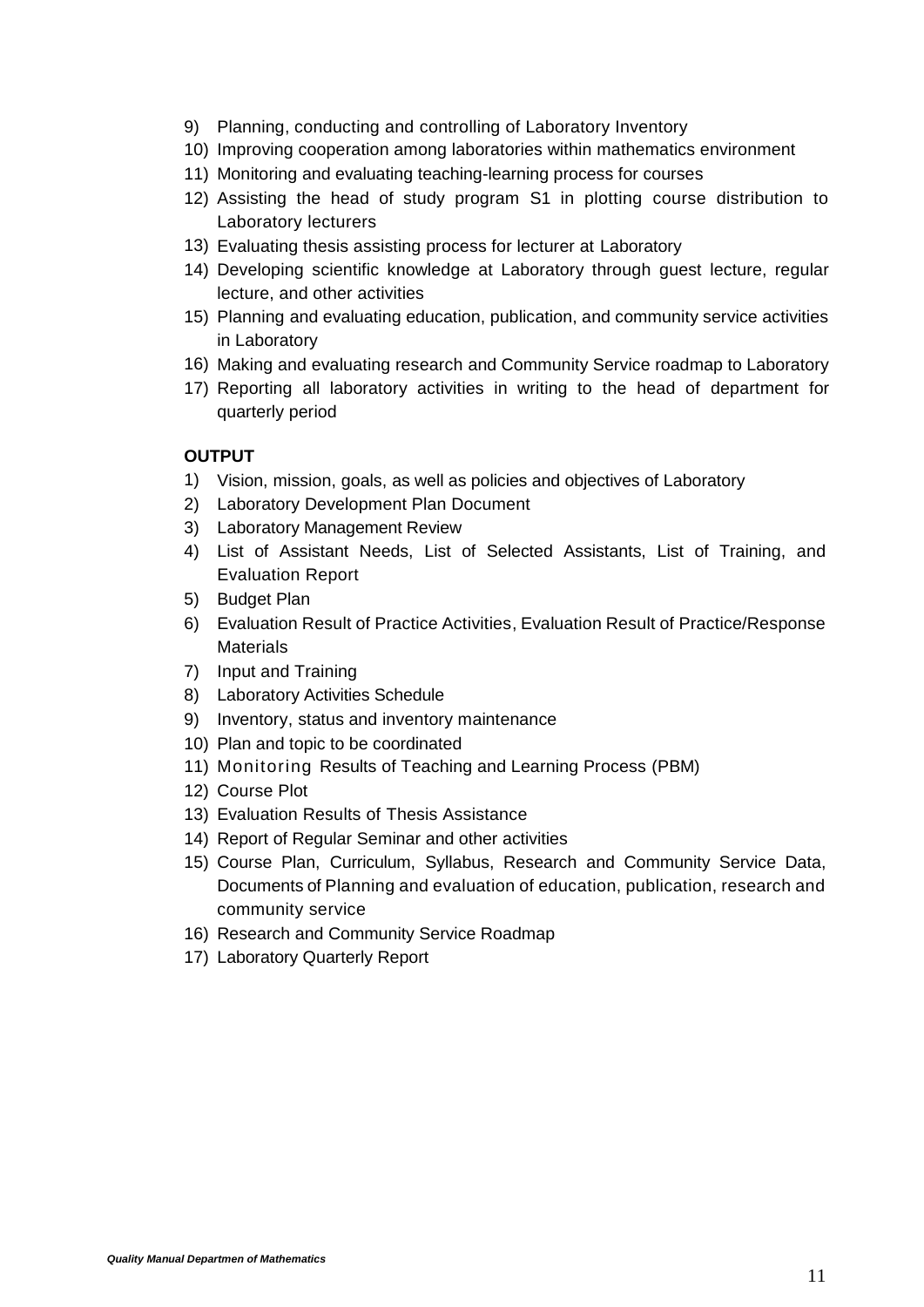9) Planning, conducting and controlling of Laboratory Inventory
10) Improving cooperation among laboratories within mathematics environment
11) Monitoring and evaluating teaching-learning process for courses
12) Assisting the head of study program S1 in plotting course distribution to Laboratory lecturers
13) Evaluating thesis assisting process for lecturer at Laboratory
14) Developing scientific knowledge at Laboratory through guest lecture, regular lecture, and other activities
15) Planning and evaluating education, publication, and community service activities in Laboratory
16) Making and evaluating research and Community Service roadmap to Laboratory
17) Reporting all laboratory activities in writing to the head of department for quarterly period

**OUTPUT**

1) Vision, mission, goals, as well as policies and objectives of Laboratory
2) Laboratory Development Plan Document
3) Laboratory Management Review
4) List of Assistant Needs, List of Selected Assistants, List of Training, and Evaluation Report
5) Budget Plan
6) Evaluation Result of Practice Activities, Evaluation Result of Practice/Response Materials
7) Input and Training
8) Laboratory Activities Schedule
9) Inventory, status and inventory maintenance
10) Plan and topic to be coordinated
11) Monitoring Results of Teaching and Learning Process (PBM)
12) Course Plot
13) Evaluation Results of Thesis Assistance
14) Report of Regular Seminar and other activities
15) Course Plan, Curriculum, Syllabus, Research and Community Service Data, Documents of Planning and evaluation of education, publication, research and community service
16) Research and Community Service Roadmap
17) Laboratory Quarterly Report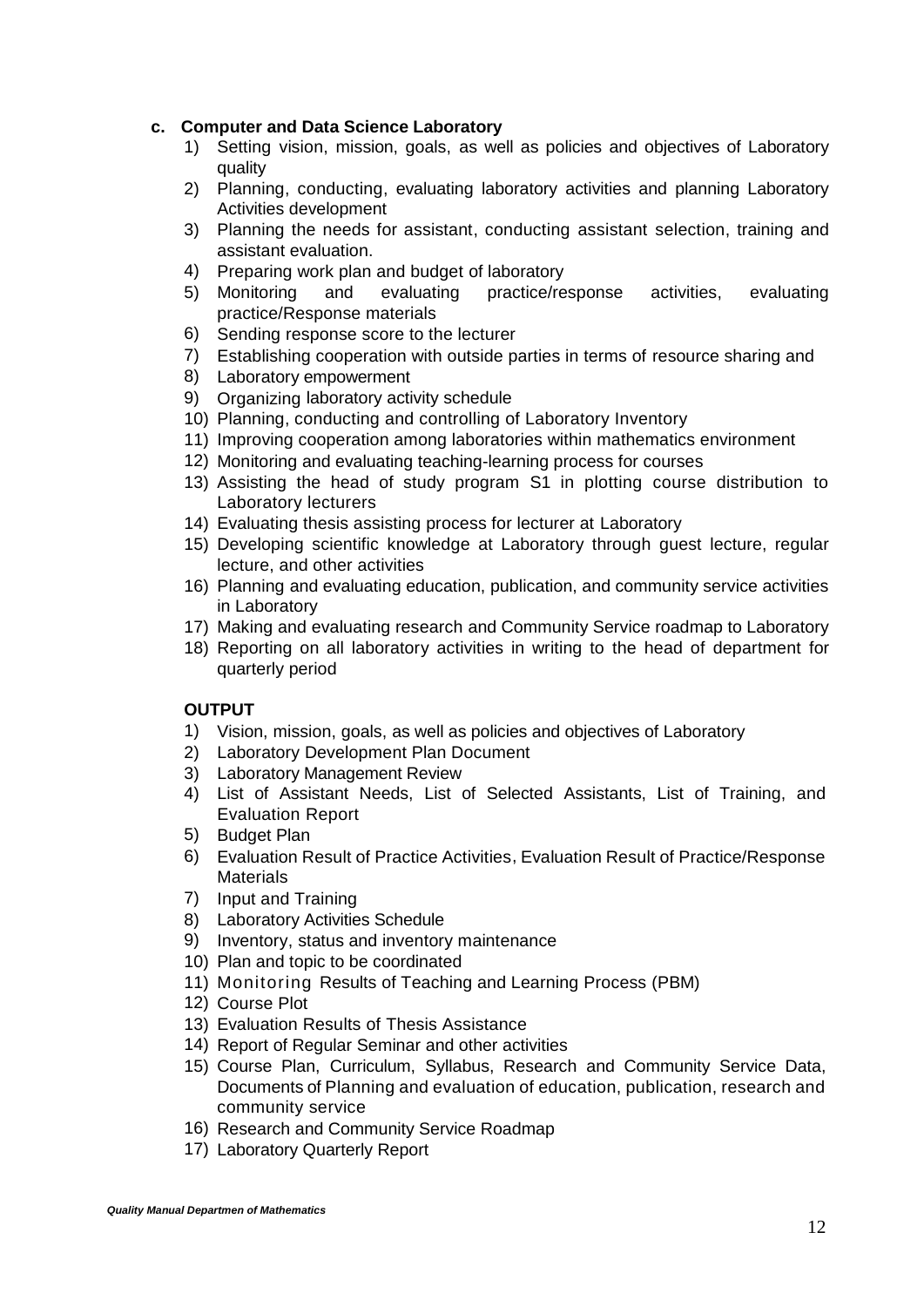**c. Computer and Data Science Laboratory**

1) Setting vision, mission, goals, as well as policies and objectives of Laboratory quality
2) Planning, conducting, evaluating laboratory activities and planning Laboratory Activities development
3) Planning the needs for assistant, conducting assistant selection, training and assistant evaluation.
4) Preparing work plan and budget of laboratory
5) Monitoring and evaluating practice/response activities, evaluating practice/Response materials
6) Sending response score to the lecturer
7) Establishing cooperation with outside parties in terms of resource sharing and
8) Laboratory empowerment
9) Organizing laboratory activity schedule
10) Planning, conducting and controlling of Laboratory Inventory
11) Improving cooperation among laboratories within mathematics environment
12) Monitoring and evaluating teaching-learning process for courses
13) Assisting the head of study program S1 in plotting course distribution to Laboratory lecturers
14) Evaluating thesis assisting process for lecturer at Laboratory
15) Developing scientific knowledge at Laboratory through guest lecture, regular lecture, and other activities
16) Planning and evaluating education, publication, and community service activities in Laboratory
17) Making and evaluating research and Community Service roadmap to Laboratory
18) Reporting on all laboratory activities in writing to the head of department for quarterly period

**OUTPUT**

1) Vision, mission, goals, as well as policies and objectives of Laboratory
2) Laboratory Development Plan Document
3) Laboratory Management Review
4) List of Assistant Needs, List of Selected Assistants, List of Training, and Evaluation Report
5) Budget Plan
6) Evaluation Result of Practice Activities, Evaluation Result of Practice/Response Materials
7) Input and Training
8) Laboratory Activities Schedule
9) Inventory, status and inventory maintenance
10) Plan and topic to be coordinated
11) Monitoring Results of Teaching and Learning Process (PBM)
12) Course Plot
13) Evaluation Results of Thesis Assistance
14) Report of Regular Seminar and other activities
15) Course Plan, Curriculum, Syllabus, Research and Community Service Data, Documents of Planning and evaluation of education, publication, research and community service
16) Research and Community Service Roadmap
17) Laboratory Quarterly Report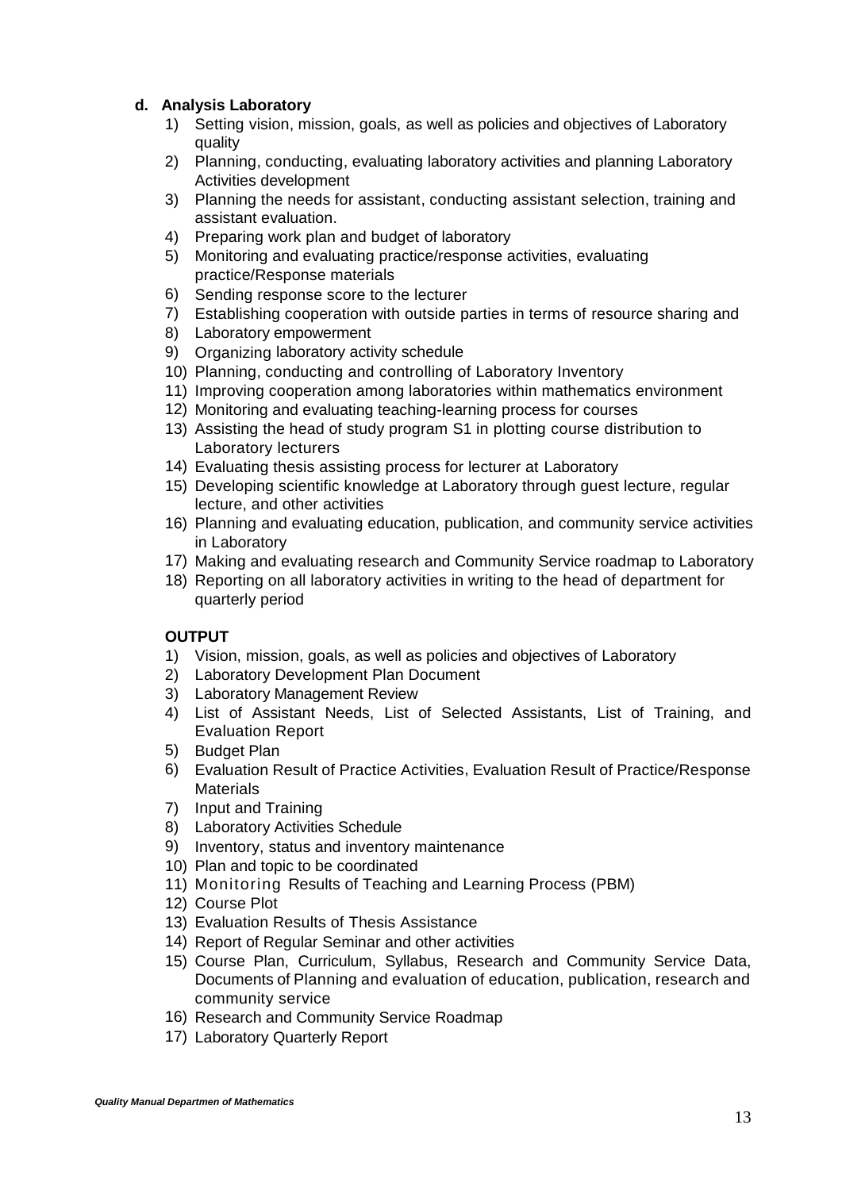**d. Analysis Laboratory**

1) Setting vision, mission, goals, as well as policies and objectives of Laboratory quality
2) Planning, conducting, evaluating laboratory activities and planning Laboratory Activities development
3) Planning the needs for assistant, conducting assistant selection, training and assistant evaluation.
4) Preparing work plan and budget of laboratory
5) Monitoring and evaluating practice/response activities, evaluating practice/Response materials
6) Sending response score to the lecturer
7) Establishing cooperation with outside parties in terms of resource sharing and
8) Laboratory empowerment
9) Organizing laboratory activity schedule
10) Planning, conducting and controlling of Laboratory Inventory
11) Improving cooperation among laboratories within mathematics environment
12) Monitoring and evaluating teaching-learning process for courses
13) Assisting the head of study program S1 in plotting course distribution to Laboratory lecturers
14) Evaluating thesis assisting process for lecturer at Laboratory
15) Developing scientific knowledge at Laboratory through guest lecture, regular lecture, and other activities
16) Planning and evaluating education, publication, and community service activities in Laboratory
17) Making and evaluating research and Community Service roadmap to Laboratory
18) Reporting on all laboratory activities in writing to the head of department for quarterly period

**OUTPUT**

1) Vision, mission, goals, as well as policies and objectives of Laboratory
2) Laboratory Development Plan Document
3) Laboratory Management Review
4) List of Assistant Needs, List of Selected Assistants, List of Training, and Evaluation Report
5) Budget Plan
6) Evaluation Result of Practice Activities, Evaluation Result of Practice/Response Materials
7) Input and Training
8) Laboratory Activities Schedule
9) Inventory, status and inventory maintenance
10) Plan and topic to be coordinated
11) Monitoring Results of Teaching and Learning Process (PBM)
12) Course Plot
13) Evaluation Results of Thesis Assistance
14) Report of Regular Seminar and other activities
15) Course Plan, Curriculum, Syllabus, Research and Community Service Data, Documents of Planning and evaluation of education, publication, research and community service
16) Research and Community Service Roadmap
17) Laboratory Quarterly Report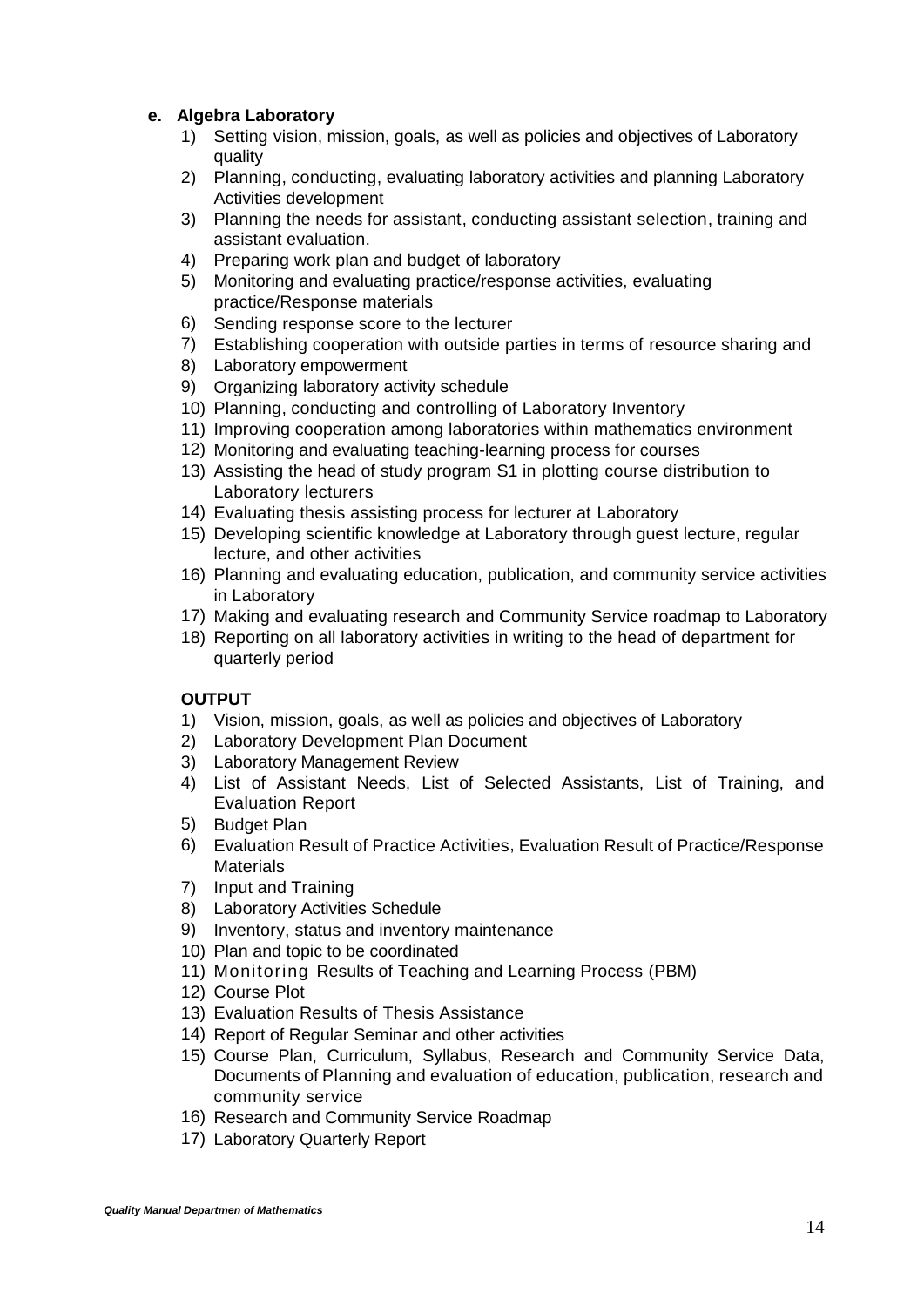**e. Algebra Laboratory**

1) Setting vision, mission, goals, as well as policies and objectives of Laboratory quality
2) Planning, conducting, evaluating laboratory activities and planning Laboratory Activities development
3) Planning the needs for assistant, conducting assistant selection, training and assistant evaluation.
4) Preparing work plan and budget of laboratory
5) Monitoring and evaluating practice/response activities, evaluating practice/Response materials
6) Sending response score to the lecturer
7) Establishing cooperation with outside parties in terms of resource sharing and
8) Laboratory empowerment
9) Organizing laboratory activity schedule
10) Planning, conducting and controlling of Laboratory Inventory
11) Improving cooperation among laboratories within mathematics environment
12) Monitoring and evaluating teaching-learning process for courses
13) Assisting the head of study program S1 in plotting course distribution to Laboratory lecturers
14) Evaluating thesis assisting process for lecturer at Laboratory
15) Developing scientific knowledge at Laboratory through guest lecture, regular lecture, and other activities
16) Planning and evaluating education, publication, and community service activities in Laboratory
17) Making and evaluating research and Community Service roadmap to Laboratory
18) Reporting on all laboratory activities in writing to the head of department for quarterly period

**OUTPUT**

1) Vision, mission, goals, as well as policies and objectives of Laboratory
2) Laboratory Development Plan Document
3) Laboratory Management Review
4) List of Assistant Needs, List of Selected Assistants, List of Training, and Evaluation Report
5) Budget Plan
6) Evaluation Result of Practice Activities, Evaluation Result of Practice/Response Materials
7) Input and Training
8) Laboratory Activities Schedule
9) Inventory, status and inventory maintenance
10) Plan and topic to be coordinated
11) Monitoring Results of Teaching and Learning Process (PBM)
12) Course Plot
13) Evaluation Results of Thesis Assistance
14) Report of Regular Seminar and other activities
15) Course Plan, Curriculum, Syllabus, Research and Community Service Data, Documents of Planning and evaluation of education, publication, research and community service
16) Research and Community Service Roadmap
17) Laboratory Quarterly Report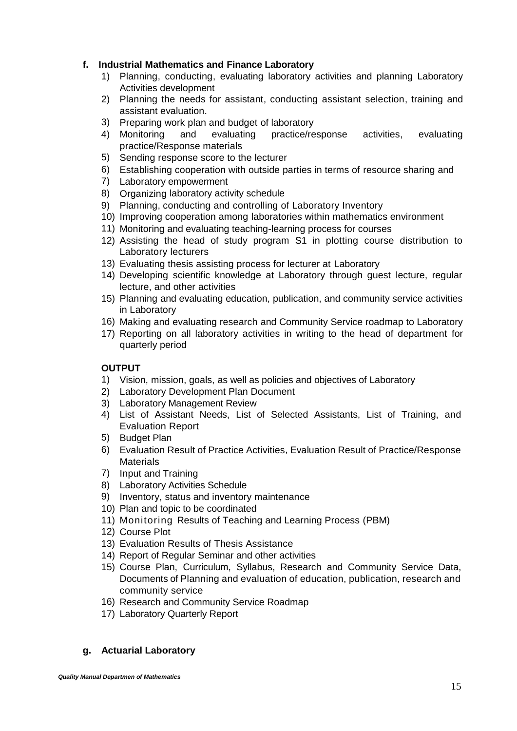**f. Industrial Mathematics and Finance Laboratory**

1) Planning, conducting, evaluating laboratory activities and planning Laboratory Activities development
2) Planning the needs for assistant, conducting assistant selection, training and assistant evaluation.
3) Preparing work plan and budget of laboratory
4) Monitoring and evaluating practice/response activities, evaluating practice/Response materials
5) Sending response score to the lecturer
6) Establishing cooperation with outside parties in terms of resource sharing and
7) Laboratory empowerment
8) Organizing laboratory activity schedule
9) Planning, conducting and controlling of Laboratory Inventory
10) Improving cooperation among laboratories within mathematics environment
11) Monitoring and evaluating teaching-learning process for courses
12) Assisting the head of study program S1 in plotting course distribution to Laboratory lecturers
13) Evaluating thesis assisting process for lecturer at Laboratory
14) Developing scientific knowledge at Laboratory through guest lecture, regular lecture, and other activities
15) Planning and evaluating education, publication, and community service activities in Laboratory
16) Making and evaluating research and Community Service roadmap to Laboratory
17) Reporting on all laboratory activities in writing to the head of department for quarterly period

**OUTPUT**

1) Vision, mission, goals, as well as policies and objectives of Laboratory
2) Laboratory Development Plan Document
3) Laboratory Management Review
4) List of Assistant Needs, List of Selected Assistants, List of Training, and Evaluation Report
5) Budget Plan
6) Evaluation Result of Practice Activities, Evaluation Result of Practice/Response Materials
7) Input and Training
8) Laboratory Activities Schedule
9) Inventory, status and inventory maintenance
10) Plan and topic to be coordinated
11) Monitoring Results of Teaching and Learning Process (PBM)
12) Course Plot
13) Evaluation Results of Thesis Assistance
14) Report of Regular Seminar and other activities
15) Course Plan, Curriculum, Syllabus, Research and Community Service Data, Documents of Planning and evaluation of education, publication, research and community service
16) Research and Community Service Roadmap
17) Laboratory Quarterly Report

**g. Actuarial Laboratory**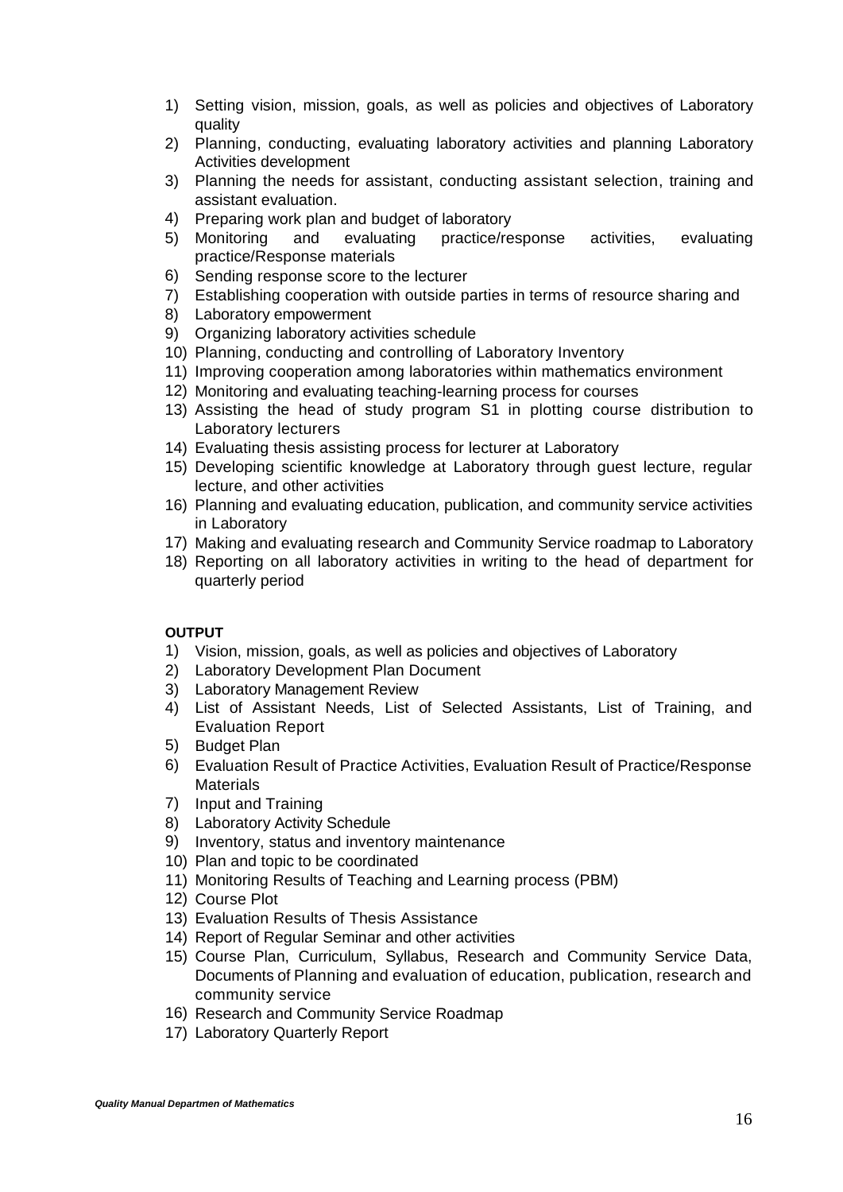1) Setting vision, mission, goals, as well as policies and objectives of Laboratory quality
2) Planning, conducting, evaluating laboratory activities and planning Laboratory Activities development
3) Planning the needs for assistant, conducting assistant selection, training and assistant evaluation.
4) Preparing work plan and budget of laboratory
5) Monitoring and evaluating practice/response activities, evaluating practice/Response materials
6) Sending response score to the lecturer
7) Establishing cooperation with outside parties in terms of resource sharing and
8) Laboratory empowerment
9) Organizing laboratory activities schedule
10) Planning, conducting and controlling of Laboratory Inventory
11) Improving cooperation among laboratories within mathematics environment
12) Monitoring and evaluating teaching-learning process for courses
13) Assisting the head of study program S1 in plotting course distribution to Laboratory lecturers
14) Evaluating thesis assisting process for lecturer at Laboratory
15) Developing scientific knowledge at Laboratory through guest lecture, regular lecture, and other activities
16) Planning and evaluating education, publication, and community service activities in Laboratory
17) Making and evaluating research and Community Service roadmap to Laboratory
18) Reporting on all laboratory activities in writing to the head of department for quarterly period

**OUTPUT**

1) Vision, mission, goals, as well as policies and objectives of Laboratory
2) Laboratory Development Plan Document
3) Laboratory Management Review
4) List of Assistant Needs, List of Selected Assistants, List of Training, and Evaluation Report
5) Budget Plan
6) Evaluation Result of Practice Activities, Evaluation Result of Practice/Response Materials
7) Input and Training
8) Laboratory Activity Schedule
9) Inventory, status and inventory maintenance
10) Plan and topic to be coordinated
11) Monitoring Results of Teaching and Learning process (PBM)
12) Course Plot
13) Evaluation Results of Thesis Assistance
14) Report of Regular Seminar and other activities
15) Course Plan, Curriculum, Syllabus, Research and Community Service Data, Documents of Planning and evaluation of education, publication, research and community service
16) Research and Community Service Roadmap
17) Laboratory Quarterly Report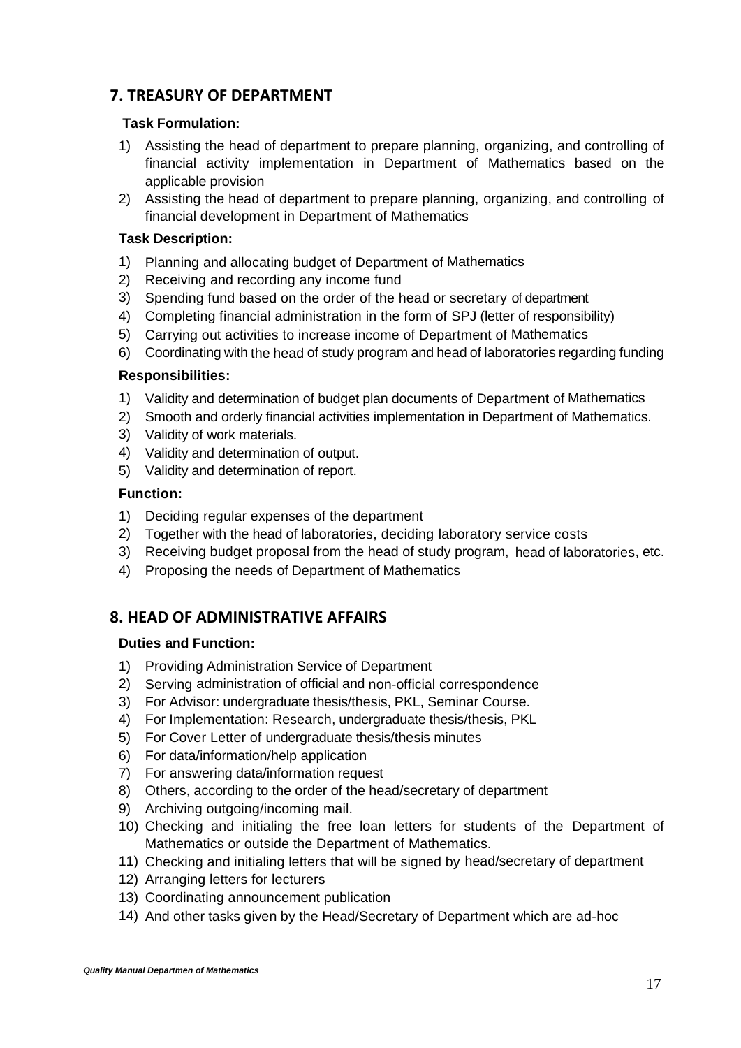## 7. TREASURY OF DEPARTMENT

**Task Formulation:**

1) Assisting the head of department to prepare planning, organizing, and controlling of financial activity implementation in Department of Mathematics based on the applicable provision
2) Assisting the head of department to prepare planning, organizing, and controlling of financial development in Department of Mathematics

**Task Description:**

1) Planning and allocating budget of Department of Mathematics
2) Receiving and recording any income fund
3) Spending fund based on the order of the head or secretary of department
4) Completing financial administration in the form of SPJ (letter of responsibility)
5) Carrying out activities to increase income of Department of Mathematics
6) Coordinating with the head of study program and head of laboratories regarding funding

**Responsibilities:**

1) Validity and determination of budget plan documents of Department of Mathematics
2) Smooth and orderly financial activities implementation in Department of Mathematics.
3) Validity of work materials.
4) Validity and determination of output.
5) Validity and determination of report.

**Function:**

1) Deciding regular expenses of the department
2) Together with the head of laboratories, deciding laboratory service costs
3) Receiving budget proposal from the head of study program, head of laboratories, etc.
4) Proposing the needs of Department of Mathematics

## 8. HEAD OF ADMINISTRATIVE AFFAIRS

**Duties and Function:**

1) Providing Administration Service of Department
2) Serving administration of official and non-official correspondence
3) For Advisor: undergraduate thesis/thesis, PKL, Seminar Course.
4) For Implementation: Research, undergraduate thesis/thesis, PKL
5) For Cover Letter of undergraduate thesis/thesis minutes
6) For data/information/help application
7) For answering data/information request
8) Others, according to the order of the head/secretary of department
9) Archiving outgoing/incoming mail.
10) Checking and initialing the free loan letters for students of the Department of Mathematics or outside the Department of Mathematics.
11) Checking and initialing letters that will be signed by head/secretary of department
12) Arranging letters for lecturers
13) Coordinating announcement publication
14) And other tasks given by the Head/Secretary of Department which are ad-hoc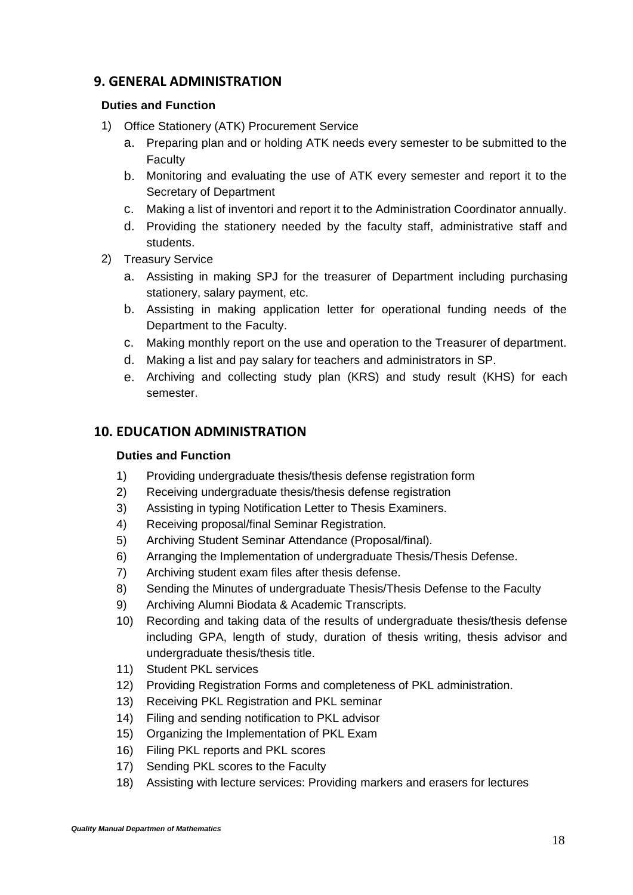## 9. GENERAL ADMINISTRATION

**Duties and Function**

1) Office Stationery (ATK) Procurement Service
   a. Preparing plan and or holding ATK needs every semester to be submitted to the Faculty
   b. Monitoring and evaluating the use of ATK every semester and report it to the Secretary of Department
   c. Making a list of inventori and report it to the Administration Coordinator annually.
   d. Providing the stationery needed by the faculty staff, administrative staff and students.
2) Treasury Service
   a. Assisting in making SPJ for the treasurer of Department including purchasing stationery, salary payment, etc.
   b. Assisting in making application letter for operational funding needs of the Department to the Faculty.
   c. Making monthly report on the use and operation to the Treasurer of department.
   d. Making a list and pay salary for teachers and administrators in SP.
   e. Archiving and collecting study plan (KRS) and study result (KHS) for each semester.

## 10. EDUCATION ADMINISTRATION

**Duties and Function**

1) Providing undergraduate thesis/thesis defense registration form
2) Receiving undergraduate thesis/thesis defense registration
3) Assisting in typing Notification Letter to Thesis Examiners.
4) Receiving proposal/final Seminar Registration.
5) Archiving Student Seminar Attendance (Proposal/final).
6) Arranging the Implementation of undergraduate Thesis/Thesis Defense.
7) Archiving student exam files after thesis defense.
8) Sending the Minutes of undergraduate Thesis/Thesis Defense to the Faculty
9) Archiving Alumni Biodata & Academic Transcripts.
10) Recording and taking data of the results of undergraduate thesis/thesis defense including GPA, length of study, duration of thesis writing, thesis advisor and undergraduate thesis/thesis title.
11) Student PKL services
12) Providing Registration Forms and completeness of PKL administration.
13) Receiving PKL Registration and PKL seminar
14) Filing and sending notification to PKL advisor
15) Organizing the Implementation of PKL Exam
16) Filing PKL reports and PKL scores
17) Sending PKL scores to the Faculty
18) Assisting with lecture services: Providing markers and erasers for lectures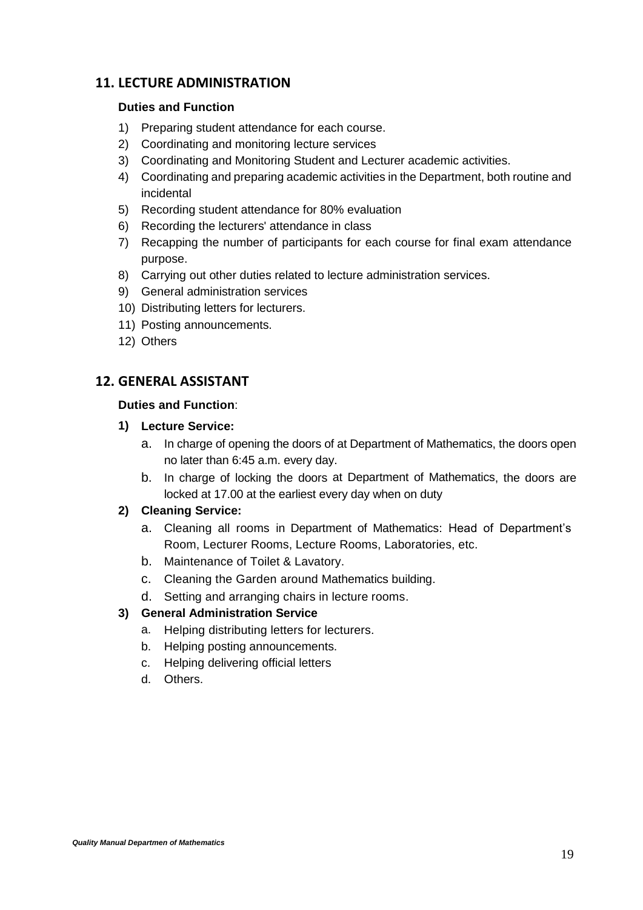## 11. LECTURE ADMINISTRATION

**Duties and Function**

1) Preparing student attendance for each course.
2) Coordinating and monitoring lecture services
3) Coordinating and Monitoring Student and Lecturer academic activities.
4) Coordinating and preparing academic activities in the Department, both routine and incidental
5) Recording student attendance for 80% evaluation
6) Recording the lecturers' attendance in class
7) Recapping the number of participants for each course for final exam attendance purpose.
8) Carrying out other duties related to lecture administration services.
9) General administration services
10) Distributing letters for lecturers.
11) Posting announcements.
12) Others

## 12. GENERAL ASSISTANT

**Duties and Function**:

1) **Lecture Service:**
   a. In charge of opening the doors of at Department of Mathematics, the doors open no later than 6:45 a.m. every day.
   b. In charge of locking the doors at Department of Mathematics, the doors are locked at 17.00 at the earliest every day when on duty
2) **Cleaning Service:**
   a. Cleaning all rooms in Department of Mathematics: Head of Department's Room, Lecturer Rooms, Lecture Rooms, Laboratories, etc.
   b. Maintenance of Toilet & Lavatory.
   c. Cleaning the Garden around Mathematics building.
   d. Setting and arranging chairs in lecture rooms.
3) **General Administration Service**
   a. Helping distributing letters for lecturers.
   b. Helping posting announcements.
   c. Helping delivering official letters
   d. Others.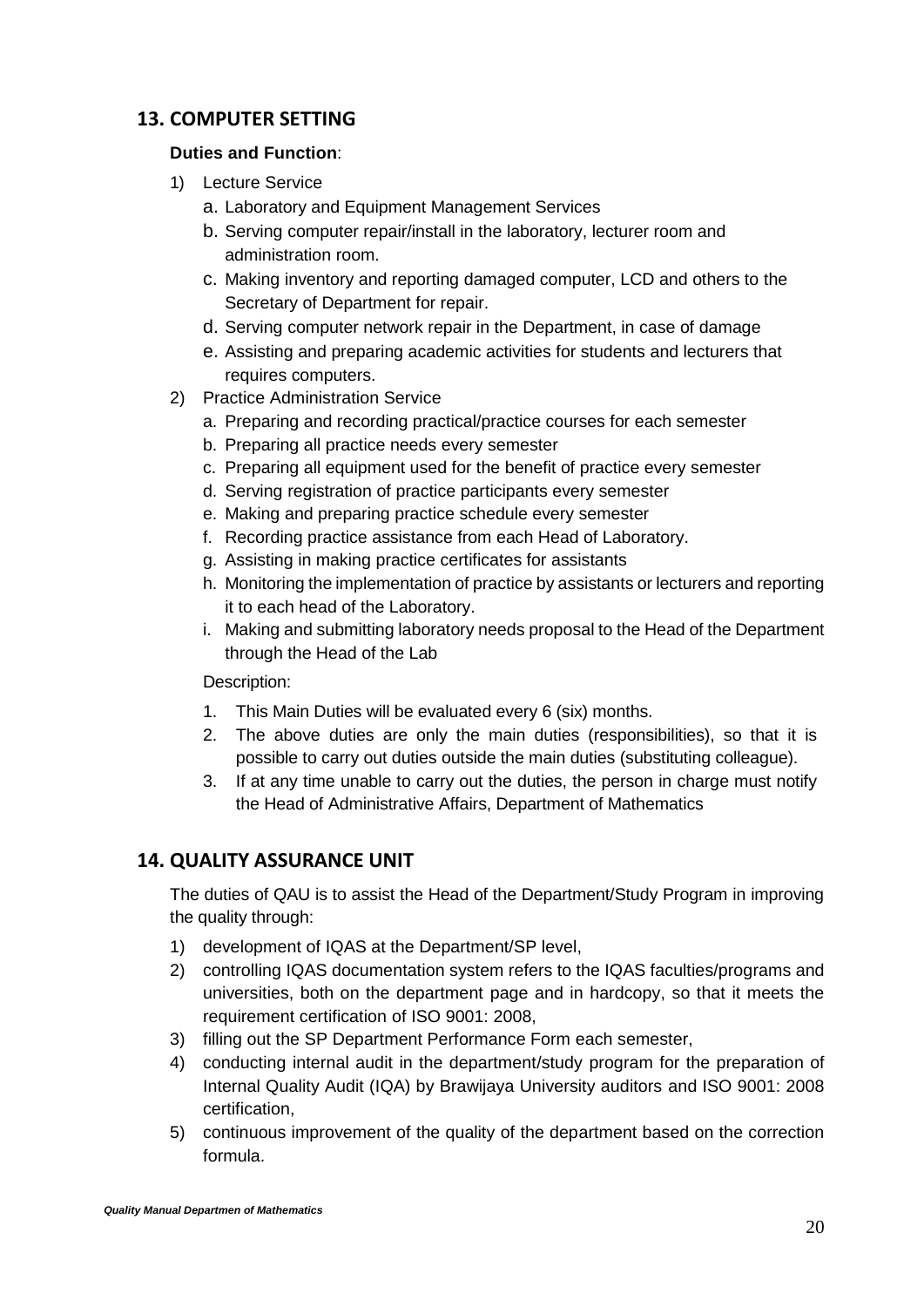## 13. COMPUTER SETTING

**Duties and Function**:

1) Lecture Service
   a. Laboratory and Equipment Management Services
   b. Serving computer repair/install in the laboratory, lecturer room and administration room.
   c. Making inventory and reporting damaged computer, LCD and others to the Secretary of Department for repair.
   d. Serving computer network repair in the Department, in case of damage
   e. Assisting and preparing academic activities for students and lecturers that requires computers.
2) Practice Administration Service
   a. Preparing and recording practical/practice courses for each semester
   b. Preparing all practice needs every semester
   c. Preparing all equipment used for the benefit of practice every semester
   d. Serving registration of practice participants every semester
   e. Making and preparing practice schedule every semester
   f. Recording practice assistance from each Head of Laboratory.
   g. Assisting in making practice certificates for assistants
   h. Monitoring the implementation of practice by assistants or lecturers and reporting it to each head of the Laboratory.
   i. Making and submitting laboratory needs proposal to the Head of the Department through the Head of the Lab

   Description:

   1. This Main Duties will be evaluated every 6 (six) months.
   2. The above duties are only the main duties (responsibilities), so that it is possible to carry out duties outside the main duties (substituting colleague).
   3. If at any time unable to carry out the duties, the person in charge must notify the Head of Administrative Affairs, Department of Mathematics

## 14. QUALITY ASSURANCE UNIT

The duties of QAU is to assist the Head of the Department/Study Program in improving the quality through:

1) development of IQAS at the Department/SP level,
2) controlling IQAS documentation system refers to the IQAS faculties/programs and universities, both on the department page and in hardcopy, so that it meets the requirement certification of ISO 9001: 2008,
3) filling out the SP Department Performance Form each semester,
4) conducting internal audit in the department/study program for the preparation of Internal Quality Audit (IQA) by Brawijaya University auditors and ISO 9001: 2008 certification,
5) continuous improvement of the quality of the department based on the correction formula.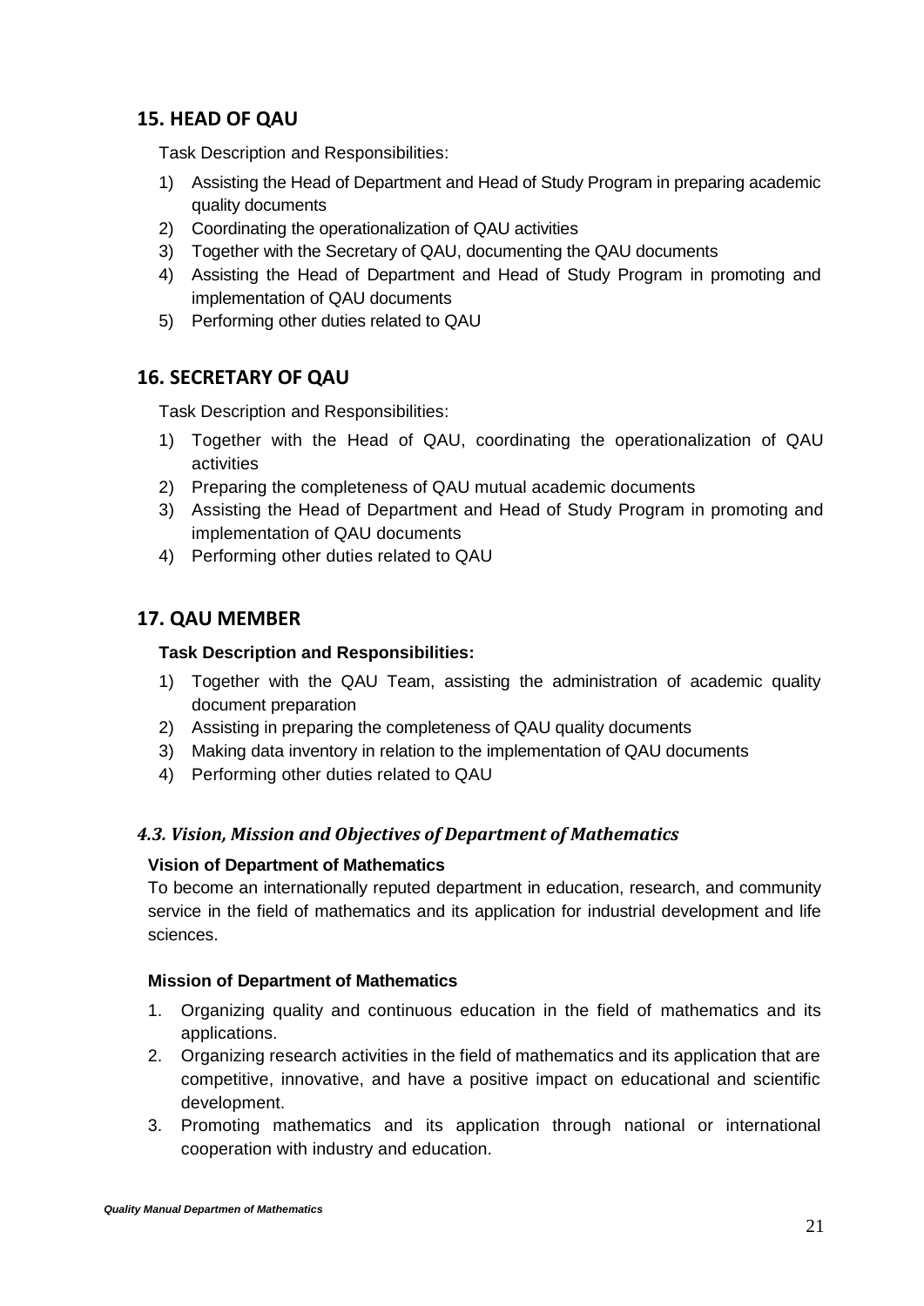## 15. HEAD OF QAU

Task Description and Responsibilities:

1) Assisting the Head of Department and Head of Study Program in preparing academic quality documents
2) Coordinating the operationalization of QAU activities
3) Together with the Secretary of QAU, documenting the QAU documents
4) Assisting the Head of Department and Head of Study Program in promoting and implementation of QAU documents
5) Performing other duties related to QAU

## 16. SECRETARY OF QAU

Task Description and Responsibilities:

1) Together with the Head of QAU, coordinating the operationalization of QAU activities
2) Preparing the completeness of QAU mutual academic documents
3) Assisting the Head of Department and Head of Study Program in promoting and implementation of QAU documents
4) Performing other duties related to QAU

## 17. QAU MEMBER

**Task Description and Responsibilities:**

1) Together with the QAU Team, assisting the administration of academic quality document preparation
2) Assisting in preparing the completeness of QAU quality documents
3) Making data inventory in relation to the implementation of QAU documents
4) Performing other duties related to QAU

### *4.3. Vision, Mission and Objectives of Department of Mathematics*

**Vision of Department of Mathematics**

To become an internationally reputed department in education, research, and community service in the field of mathematics and its application for industrial development and life sciences.

**Mission of Department of Mathematics**

1. Organizing quality and continuous education in the field of mathematics and its applications.
2. Organizing research activities in the field of mathematics and its application that are competitive, innovative, and have a positive impact on educational and scientific development.
3. Promoting mathematics and its application through national or international cooperation with industry and education.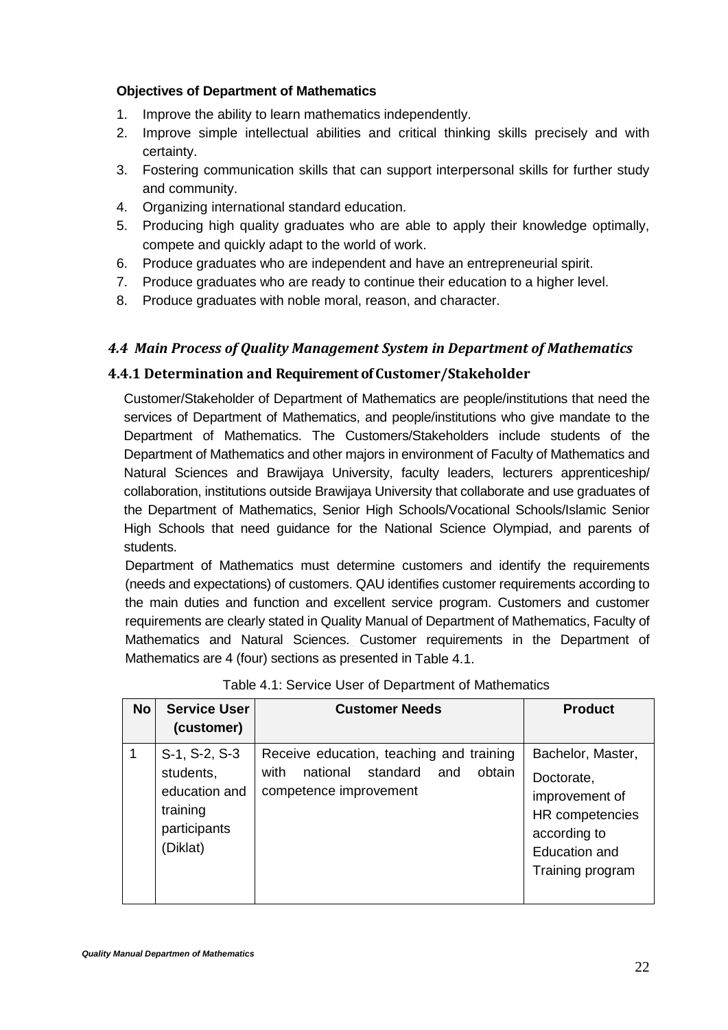**Objectives of Department of Mathematics**

1. Improve the ability to learn mathematics independently.
2. Improve simple intellectual abilities and critical thinking skills precisely and with certainty.
3. Fostering communication skills that can support interpersonal skills for further study and community.
4. Organizing international standard education.
5. Producing high quality graduates who are able to apply their knowledge optimally, compete and quickly adapt to the world of work.
6. Produce graduates who are independent and have an entrepreneurial spirit.
7. Produce graduates who are ready to continue their education to a higher level.
8. Produce graduates with noble moral, reason, and character.

## *4.4 Main Process of Quality Management System in Department of Mathematics*

### 4.4.1 Determination and Requirement of Customer/Stakeholder

Customer/Stakeholder of Department of Mathematics are people/institutions that need the services of Department of Mathematics, and people/institutions who give mandate to the Department of Mathematics. The Customers/Stakeholders include students of the Department of Mathematics and other majors in environment of Faculty of Mathematics and Natural Sciences and Brawijaya University, faculty leaders, lecturers apprenticeship/ collaboration, institutions outside Brawijaya University that collaborate and use graduates of the Department of Mathematics, Senior High Schools/Vocational Schools/Islamic Senior High Schools that need guidance for the National Science Olympiad, and parents of students.

Department of Mathematics must determine customers and identify the requirements (needs and expectations) of customers. QAU identifies customer requirements according to the main duties and function and excellent service program. Customers and customer requirements are clearly stated in Quality Manual of Department of Mathematics, Faculty of Mathematics and Natural Sciences. Customer requirements in the Department of Mathematics are 4 (four) sections as presented in Table 4.1.

Table 4.1: Service User of Department of Mathematics

| No | Service User (customer) | Customer Needs | Product |
|---|---|---|---|
| 1 | S-1, S-2, S-3 students, education and training participants (Diklat) | Receive education, teaching and training with national standard and obtain competence improvement | Bachelor, Master, Doctorate, improvement of HR competencies according to Education and Training program |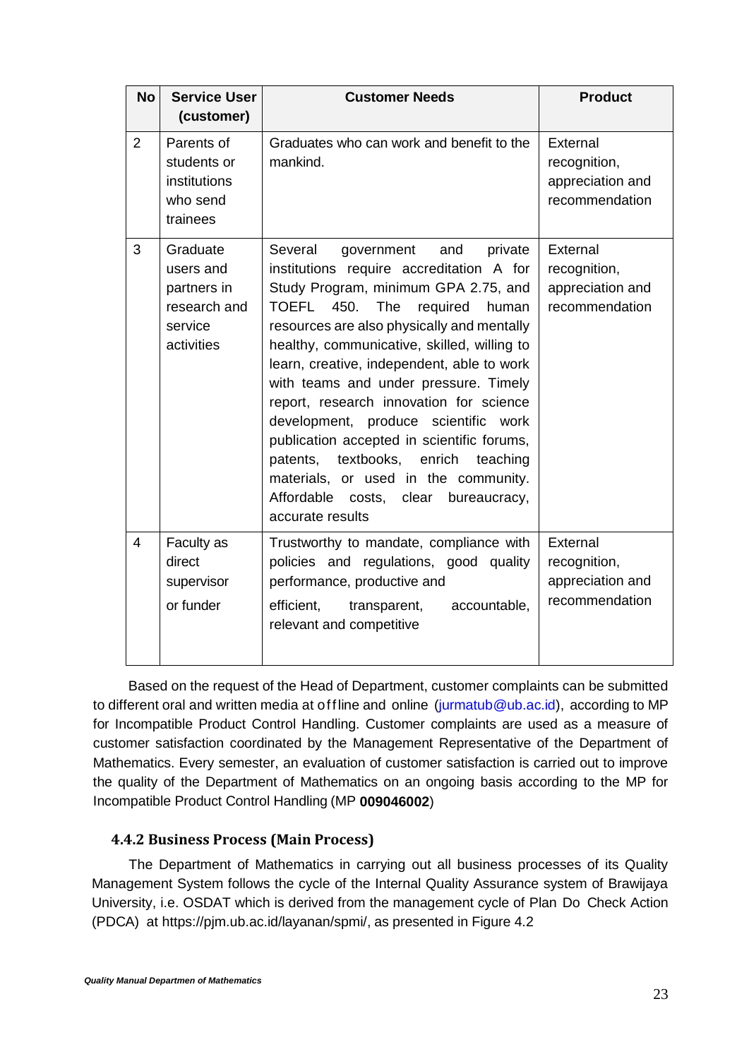| No | Service User (customer) | Customer Needs | Product |
|---|---|---|---|
| 2 | Parents of students or institutions who send trainees | Graduates who can work and benefit to the mankind. | External recognition, appreciation and recommendation |
| 3 | Graduate users and partners in research and service activities | Several government and private institutions require accreditation A for Study Program, minimum GPA 2.75, and TOEFL 450. The required human resources are also physically and mentally healthy, communicative, skilled, willing to learn, creative, independent, able to work with teams and under pressure. Timely report, research innovation for science development, produce scientific work publication accepted in scientific forums, patents, textbooks, enrich teaching materials, or used in the community. Affordable costs, clear bureaucracy, accurate results | External recognition, appreciation and recommendation |
| 4 | Faculty as direct supervisor or funder | Trustworthy to mandate, compliance with policies and regulations, good quality performance, productive and efficient, transparent, accountable, relevant and competitive | External recognition, appreciation and recommendation |

Based on the request of the Head of Department, customer complaints can be submitted to different oral and written media at offline and online (jurmatub@ub.ac.id), according to MP for Incompatible Product Control Handling. Customer complaints are used as a measure of customer satisfaction coordinated by the Management Representative of the Department of Mathematics. Every semester, an evaluation of customer satisfaction is carried out to improve the quality of the Department of Mathematics on an ongoing basis according to the MP for Incompatible Product Control Handling (MP **009046002**)

### 4.4.2 Business Process (Main Process)

The Department of Mathematics in carrying out all business processes of its Quality Management System follows the cycle of the Internal Quality Assurance system of Brawijaya University, i.e. OSDAT which is derived from the management cycle of Plan Do Check Action (PDCA) at https://pjm.ub.ac.id/layanan/spmi/, as presented in Figure 4.2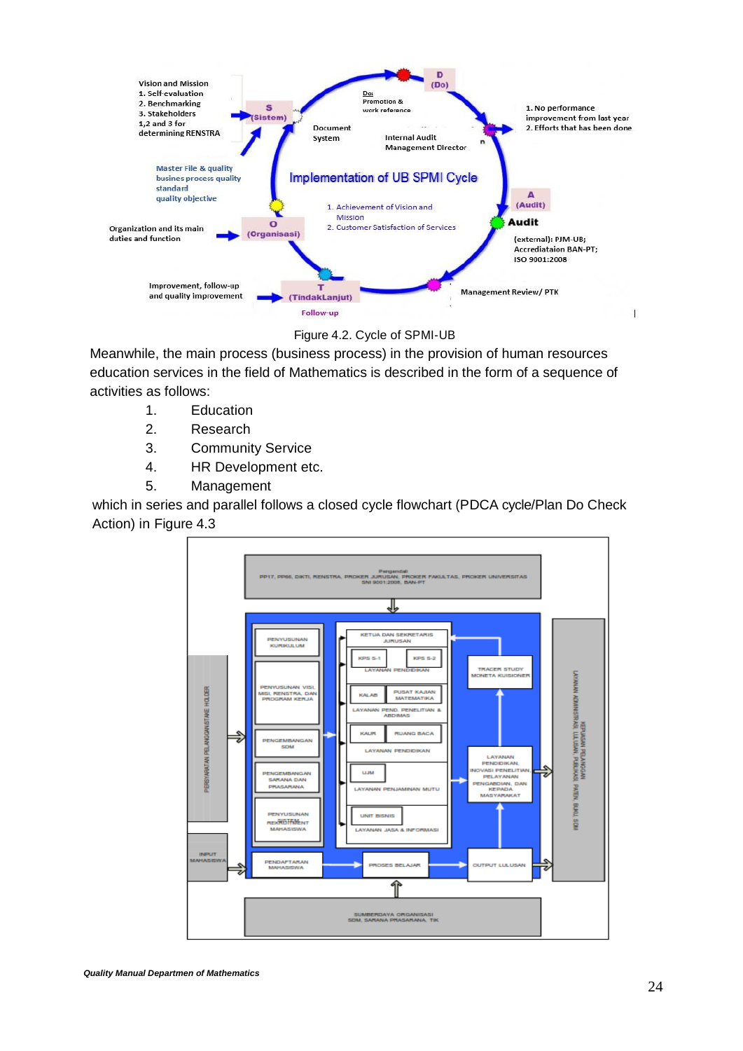Figure 4.2. Cycle of SPMI-UB

Meanwhile, the main process (business process) in the provision of human resources education services in the field of Mathematics is described in the form of a sequence of activities as follows:

1. Education
2. Research
3. Community Service
4. HR Development etc.
5. Management

which in series and parallel follows a closed cycle flowchart (PDCA cycle/Plan Do Check Action) in Figure 4.3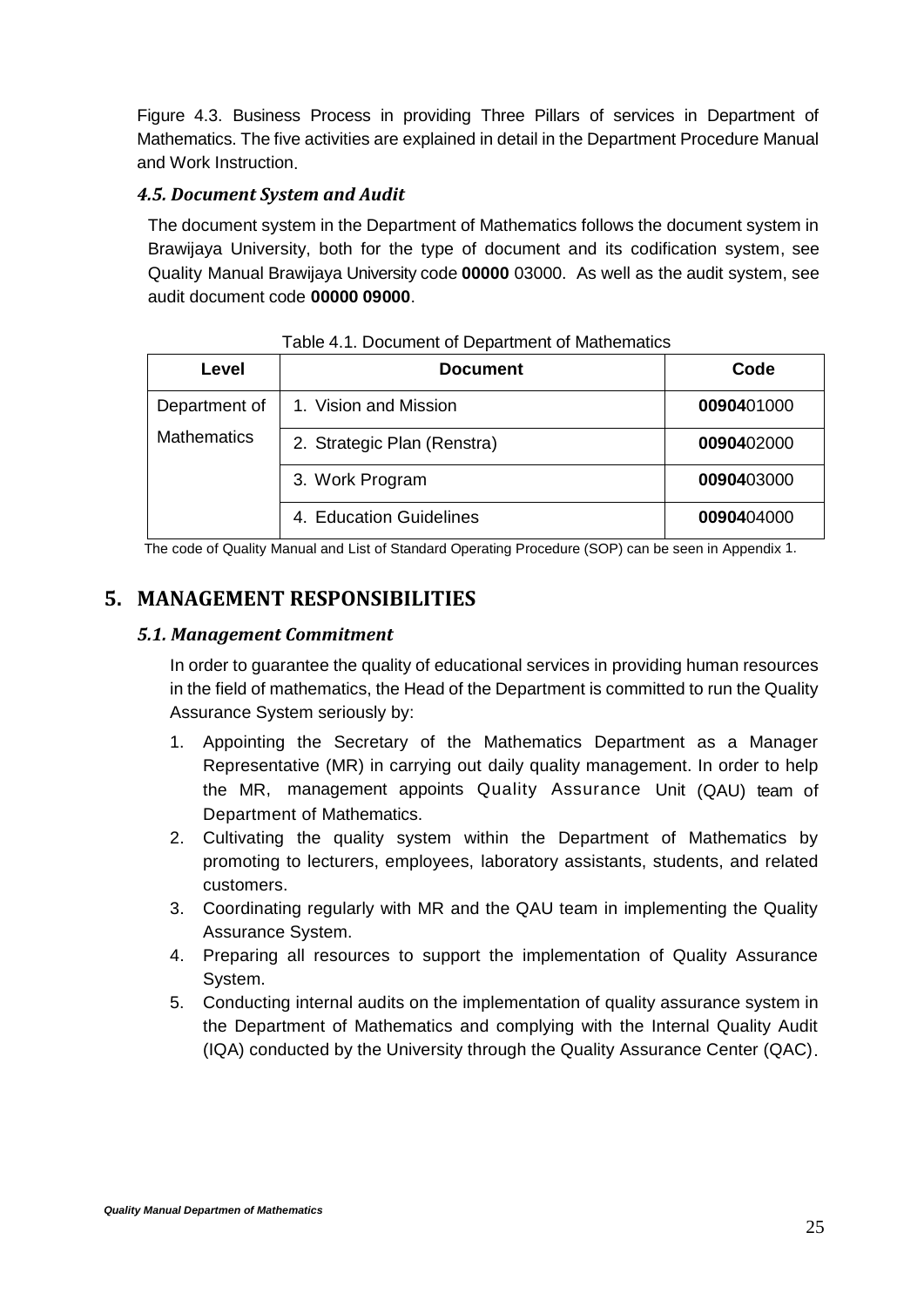Figure 4.3. Business Process in providing Three Pillars of services in Department of Mathematics. The five activities are explained in detail in the Department Procedure Manual and Work Instruction.

### *4.5. Document System and Audit*

The document system in the Department of Mathematics follows the document system in Brawijaya University, both for the type of document and its codification system, see Quality Manual Brawijaya University code **00000** 03000. As well as the audit system, see audit document code **00000 09000**.

Table 4.1. Document of Department of Mathematics

| Level | Document | Code |
|---|---|---|
| Department of Mathematics | 1. Vision and Mission | **00904**01000 |
| | 2. Strategic Plan (Renstra) | **00904**02000 |
| | 3. Work Program | **00904**03000 |
| | 4. Education Guidelines | **00904**04000 |

The code of Quality Manual and List of Standard Operating Procedure (SOP) can be seen in Appendix 1.

## 5. MANAGEMENT RESPONSIBILITIES

### *5.1. Management Commitment*

In order to guarantee the quality of educational services in providing human resources in the field of mathematics, the Head of the Department is committed to run the Quality Assurance System seriously by:

1. Appointing the Secretary of the Mathematics Department as a Manager Representative (MR) in carrying out daily quality management. In order to help the MR, management appoints Quality Assurance Unit (QAU) team of Department of Mathematics.
2. Cultivating the quality system within the Department of Mathematics by promoting to lecturers, employees, laboratory assistants, students, and related customers.
3. Coordinating regularly with MR and the QAU team in implementing the Quality Assurance System.
4. Preparing all resources to support the implementation of Quality Assurance System.
5. Conducting internal audits on the implementation of quality assurance system in the Department of Mathematics and complying with the Internal Quality Audit (IQA) conducted by the University through the Quality Assurance Center (QAC).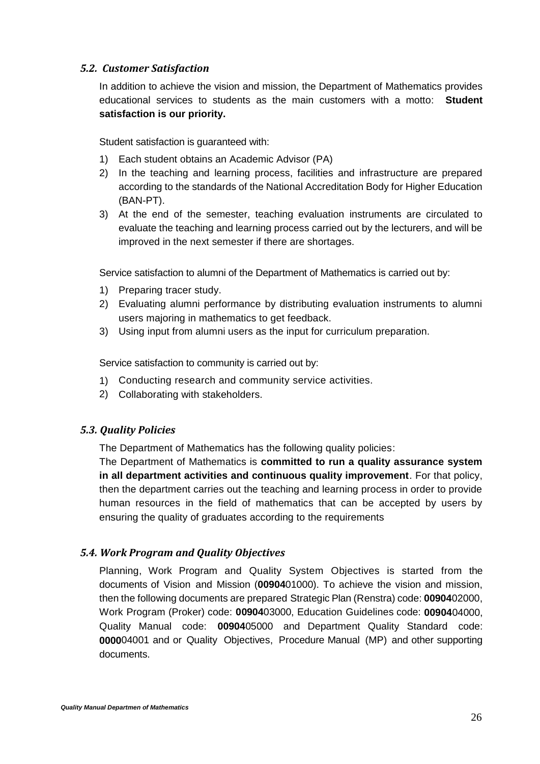### *5.2. Customer Satisfaction*

In addition to achieve the vision and mission, the Department of Mathematics provides educational services to students as the main customers with a motto: **Student satisfaction is our priority.**

Student satisfaction is guaranteed with:

1) Each student obtains an Academic Advisor (PA)
2) In the teaching and learning process, facilities and infrastructure are prepared according to the standards of the National Accreditation Body for Higher Education (BAN-PT).
3) At the end of the semester, teaching evaluation instruments are circulated to evaluate the teaching and learning process carried out by the lecturers, and will be improved in the next semester if there are shortages.

Service satisfaction to alumni of the Department of Mathematics is carried out by:

1) Preparing tracer study.
2) Evaluating alumni performance by distributing evaluation instruments to alumni users majoring in mathematics to get feedback.
3) Using input from alumni users as the input for curriculum preparation.

Service satisfaction to community is carried out by:

1) Conducting research and community service activities.
2) Collaborating with stakeholders.

### *5.3. Quality Policies*

The Department of Mathematics has the following quality policies:

The Department of Mathematics is **committed to run a quality assurance system in all department activities and continuous quality improvement**. For that policy, then the department carries out the teaching and learning process in order to provide human resources in the field of mathematics that can be accepted by users by ensuring the quality of graduates according to the requirements

### *5.4. Work Program and Quality Objectives*

Planning, Work Program and Quality System Objectives is started from the documents of Vision and Mission (**00904**01000). To achieve the vision and mission, then the following documents are prepared Strategic Plan (Renstra) code: **00904**02000, Work Program (Proker) code: **00904**03000, Education Guidelines code: **00904**04000, Quality Manual code: **00904**05000 and Department Quality Standard code: **0000**04001 and or Quality Objectives, Procedure Manual (MP) and other supporting documents.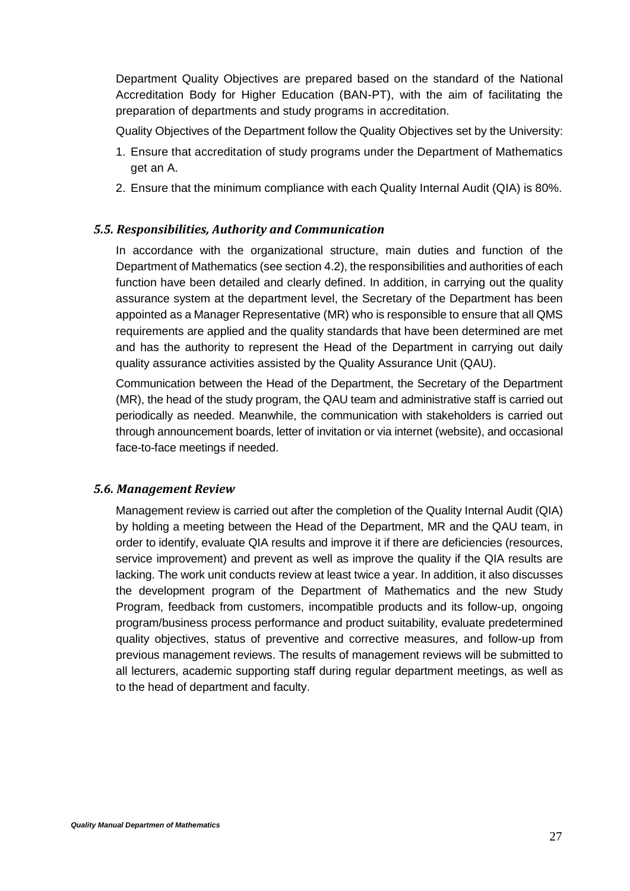Department Quality Objectives are prepared based on the standard of the National Accreditation Body for Higher Education (BAN-PT), with the aim of facilitating the preparation of departments and study programs in accreditation.

Quality Objectives of the Department follow the Quality Objectives set by the University:

1. Ensure that accreditation of study programs under the Department of Mathematics get an A.
2. Ensure that the minimum compliance with each Quality Internal Audit (QIA) is 80%.

### *5.5. Responsibilities, Authority and Communication*

In accordance with the organizational structure, main duties and function of the Department of Mathematics (see section 4.2), the responsibilities and authorities of each function have been detailed and clearly defined. In addition, in carrying out the quality assurance system at the department level, the Secretary of the Department has been appointed as a Manager Representative (MR) who is responsible to ensure that all QMS requirements are applied and the quality standards that have been determined are met and has the authority to represent the Head of the Department in carrying out daily quality assurance activities assisted by the Quality Assurance Unit (QAU).

Communication between the Head of the Department, the Secretary of the Department (MR), the head of the study program, the QAU team and administrative staff is carried out periodically as needed. Meanwhile, the communication with stakeholders is carried out through announcement boards, letter of invitation or via internet (website), and occasional face-to-face meetings if needed.

### *5.6. Management Review*

Management review is carried out after the completion of the Quality Internal Audit (QIA) by holding a meeting between the Head of the Department, MR and the QAU team, in order to identify, evaluate QIA results and improve it if there are deficiencies (resources, service improvement) and prevent as well as improve the quality if the QIA results are lacking. The work unit conducts review at least twice a year. In addition, it also discusses the development program of the Department of Mathematics and the new Study Program, feedback from customers, incompatible products and its follow-up, ongoing program/business process performance and product suitability, evaluate predetermined quality objectives, status of preventive and corrective measures, and follow-up from previous management reviews. The results of management reviews will be submitted to all lecturers, academic supporting staff during regular department meetings, as well as to the head of department and faculty.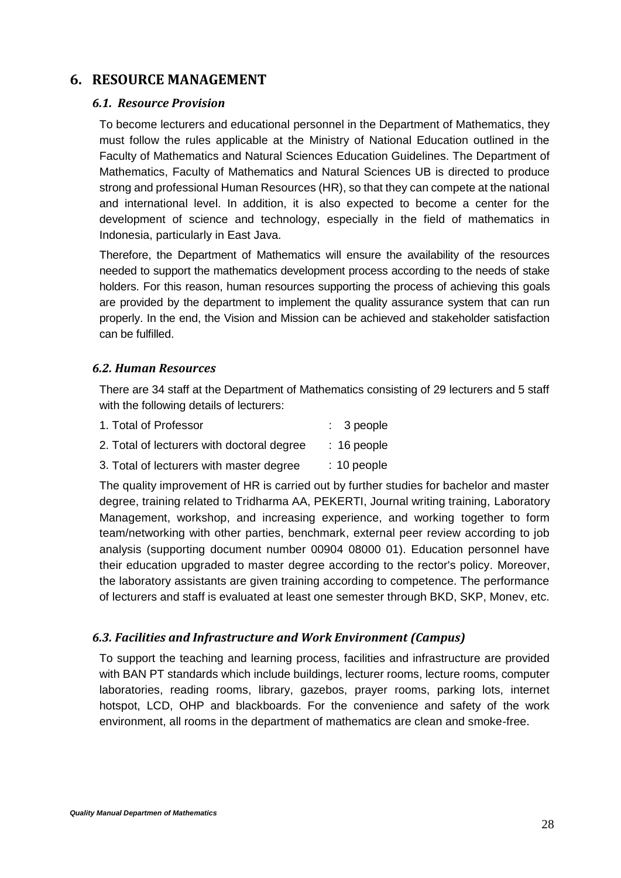# 6. RESOURCE MANAGEMENT

### *6.1. Resource Provision*

To become lecturers and educational personnel in the Department of Mathematics, they must follow the rules applicable at the Ministry of National Education outlined in the Faculty of Mathematics and Natural Sciences Education Guidelines. The Department of Mathematics, Faculty of Mathematics and Natural Sciences UB is directed to produce strong and professional Human Resources (HR), so that they can compete at the national and international level. In addition, it is also expected to become a center for the development of science and technology, especially in the field of mathematics in Indonesia, particularly in East Java.

Therefore, the Department of Mathematics will ensure the availability of the resources needed to support the mathematics development process according to the needs of stake holders. For this reason, human resources supporting the process of achieving this goals are provided by the department to implement the quality assurance system that can run properly. In the end, the Vision and Mission can be achieved and stakeholder satisfaction can be fulfilled.

### *6.2. Human Resources*

There are 34 staff at the Department of Mathematics consisting of 29 lecturers and 5 staff with the following details of lecturers:

1. Total of Professor : 3 people
2. Total of lecturers with doctoral degree : 16 people
3. Total of lecturers with master degree : 10 people

The quality improvement of HR is carried out by further studies for bachelor and master degree, training related to Tridharma AA, PEKERTI, Journal writing training, Laboratory Management, workshop, and increasing experience, and working together to form team/networking with other parties, benchmark, external peer review according to job analysis (supporting document number 00904 08000 01). Education personnel have their education upgraded to master degree according to the rector's policy. Moreover, the laboratory assistants are given training according to competence. The performance of lecturers and staff is evaluated at least one semester through BKD, SKP, Monev, etc.

### *6.3. Facilities and Infrastructure and Work Environment (Campus)*

To support the teaching and learning process, facilities and infrastructure are provided with BAN PT standards which include buildings, lecturer rooms, lecture rooms, computer laboratories, reading rooms, library, gazebos, prayer rooms, parking lots, internet hotspot, LCD, OHP and blackboards. For the convenience and safety of the work environment, all rooms in the department of mathematics are clean and smoke-free.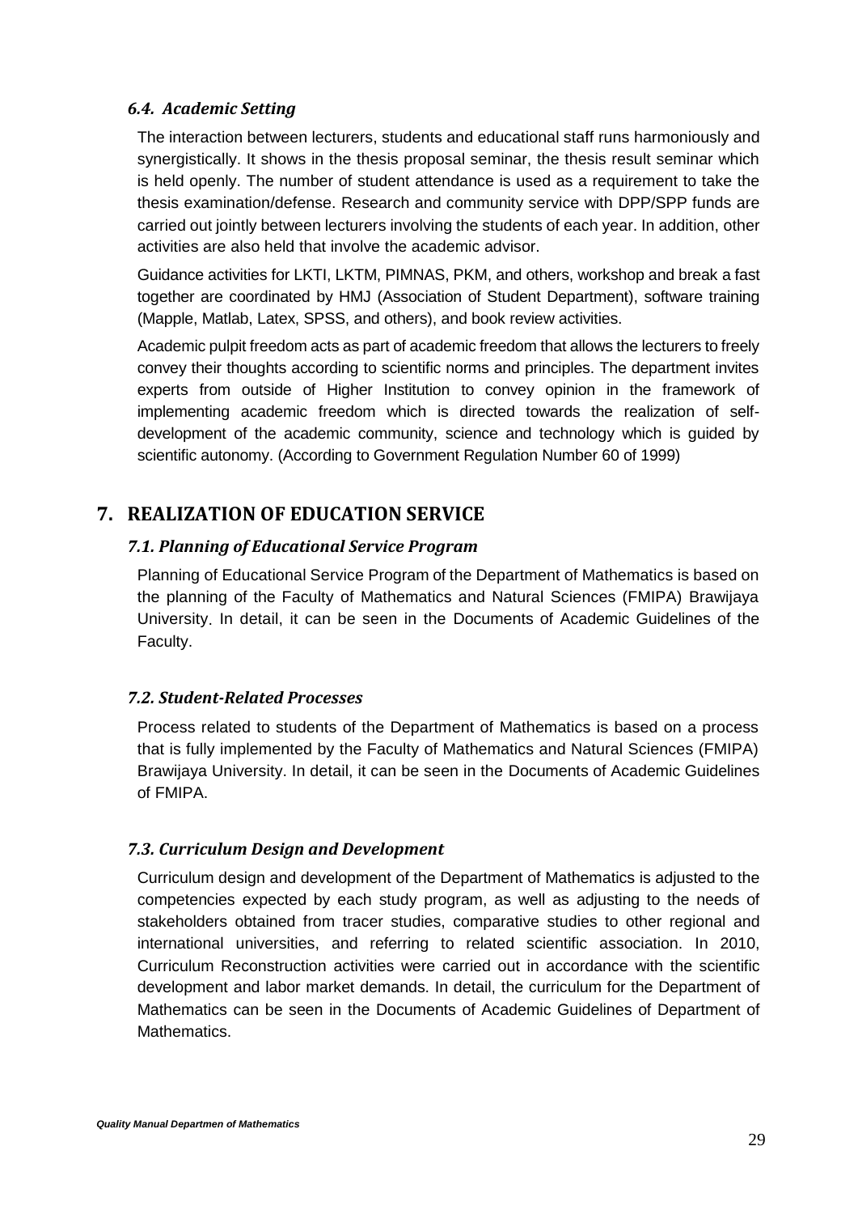### *6.4. Academic Setting*

The interaction between lecturers, students and educational staff runs harmoniously and synergistically. It shows in the thesis proposal seminar, the thesis result seminar which is held openly. The number of student attendance is used as a requirement to take the thesis examination/defense. Research and community service with DPP/SPP funds are carried out jointly between lecturers involving the students of each year. In addition, other activities are also held that involve the academic advisor.

Guidance activities for LKTI, LKTM, PIMNAS, PKM, and others, workshop and break a fast together are coordinated by HMJ (Association of Student Department), software training (Mapple, Matlab, Latex, SPSS, and others), and book review activities.

Academic pulpit freedom acts as part of academic freedom that allows the lecturers to freely convey their thoughts according to scientific norms and principles. The department invites experts from outside of Higher Institution to convey opinion in the framework of implementing academic freedom which is directed towards the realization of self-development of the academic community, science and technology which is guided by scientific autonomy. (According to Government Regulation Number 60 of 1999)

## 7. REALIZATION OF EDUCATION SERVICE

### *7.1. Planning of Educational Service Program*

Planning of Educational Service Program of the Department of Mathematics is based on the planning of the Faculty of Mathematics and Natural Sciences (FMIPA) Brawijaya University. In detail, it can be seen in the Documents of Academic Guidelines of the Faculty.

### *7.2. Student-Related Processes*

Process related to students of the Department of Mathematics is based on a process that is fully implemented by the Faculty of Mathematics and Natural Sciences (FMIPA) Brawijaya University. In detail, it can be seen in the Documents of Academic Guidelines of FMIPA.

### *7.3. Curriculum Design and Development*

Curriculum design and development of the Department of Mathematics is adjusted to the competencies expected by each study program, as well as adjusting to the needs of stakeholders obtained from tracer studies, comparative studies to other regional and international universities, and referring to related scientific association. In 2010, Curriculum Reconstruction activities were carried out in accordance with the scientific development and labor market demands. In detail, the curriculum for the Department of Mathematics can be seen in the Documents of Academic Guidelines of Department of Mathematics.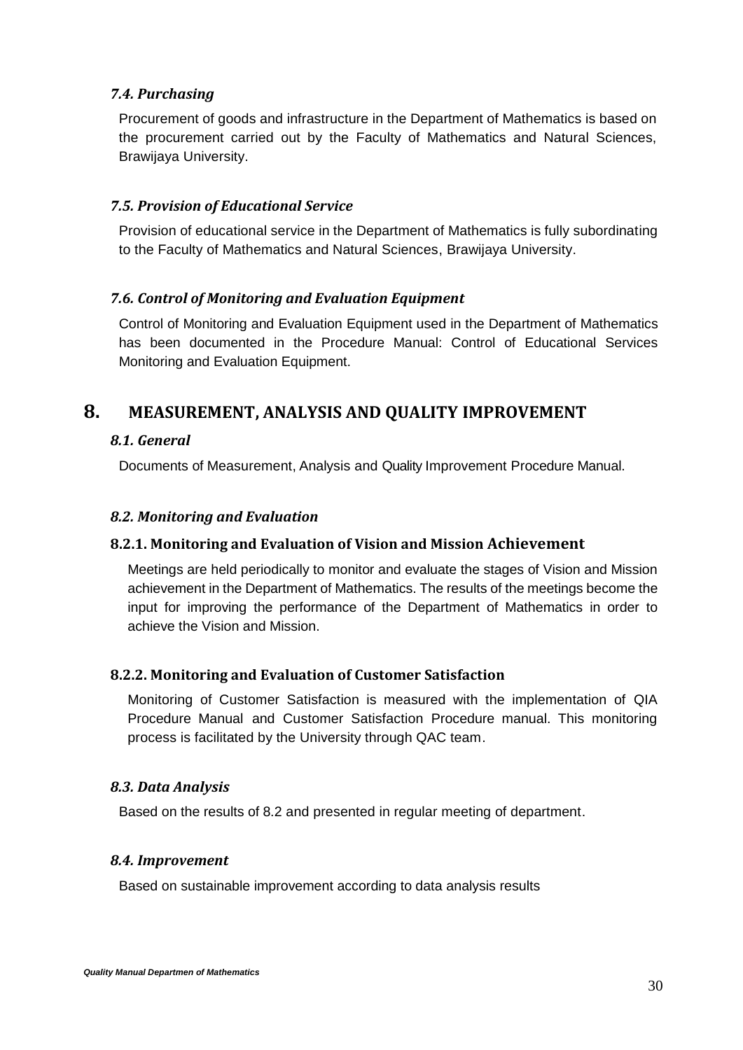### *7.4. Purchasing*

Procurement of goods and infrastructure in the Department of Mathematics is based on the procurement carried out by the Faculty of Mathematics and Natural Sciences, Brawijaya University.

### *7.5. Provision of Educational Service*

Provision of educational service in the Department of Mathematics is fully subordinating to the Faculty of Mathematics and Natural Sciences, Brawijaya University.

### *7.6. Control of Monitoring and Evaluation Equipment*

Control of Monitoring and Evaluation Equipment used in the Department of Mathematics has been documented in the Procedure Manual: Control of Educational Services Monitoring and Evaluation Equipment.

## 8. MEASUREMENT, ANALYSIS AND QUALITY IMPROVEMENT

### *8.1. General*

Documents of Measurement, Analysis and Quality Improvement Procedure Manual.

### *8.2. Monitoring and Evaluation*

#### 8.2.1. Monitoring and Evaluation of Vision and Mission Achievement

Meetings are held periodically to monitor and evaluate the stages of Vision and Mission achievement in the Department of Mathematics. The results of the meetings become the input for improving the performance of the Department of Mathematics in order to achieve the Vision and Mission.

#### 8.2.2. Monitoring and Evaluation of Customer Satisfaction

Monitoring of Customer Satisfaction is measured with the implementation of QIA Procedure Manual and Customer Satisfaction Procedure manual. This monitoring process is facilitated by the University through QAC team.

### *8.3. Data Analysis*

Based on the results of 8.2 and presented in regular meeting of department.

### *8.4. Improvement*

Based on sustainable improvement according to data analysis results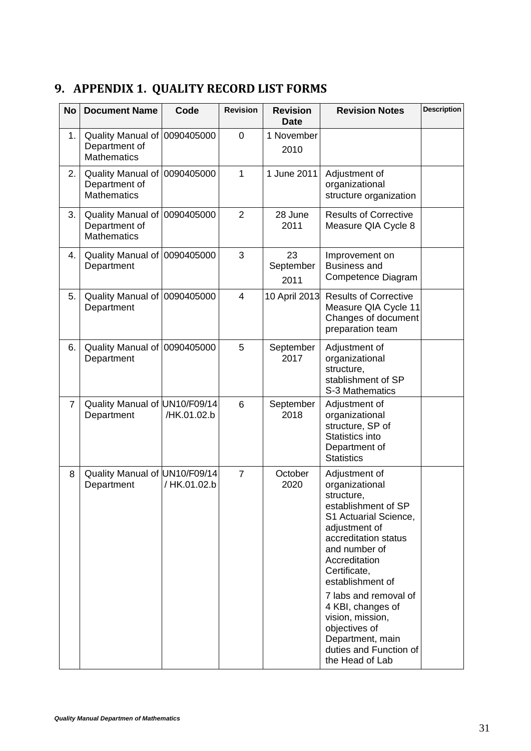## 9. APPENDIX 1. QUALITY RECORD LIST FORMS

| No | Document Name | Code | Revision | Revision Date | Revision Notes | Description |
|---|---|---|---|---|---|---|
| 1. | Quality Manual of Department of Mathematics | 0090405000 | 0 | 1 November 2010 | | |
| 2. | Quality Manual of Department of Mathematics | 0090405000 | 1 | 1 June 2011 | Adjustment of organizational structure organization | |
| 3. | Quality Manual of Department of Mathematics | 0090405000 | 2 | 28 June 2011 | Results of Corrective Measure QIA Cycle 8 | |
| 4. | Quality Manual of Department | 0090405000 | 3 | 23 September 2011 | Improvement on Business and Competence Diagram | |
| 5. | Quality Manual of Department | 0090405000 | 4 | 10 April 2013 | Results of Corrective Measure QIA Cycle 11 Changes of document preparation team | |
| 6. | Quality Manual of Department | 0090405000 | 5 | September 2017 | Adjustment of organizational structure, stablishment of SP S-3 Mathematics | |
| 7 | Quality Manual of Department | UN10/F09/14/HK.01.02.b | 6 | September 2018 | Adjustment of organizational structure, SP of Statistics into Department of Statistics | |
| 8 | Quality Manual of Department | UN10/F09/14/ HK.01.02.b | 7 | October 2020 | Adjustment of organizational structure, establishment of SP S1 Actuarial Science, adjustment of accreditation status and number of Accreditation Certificate, establishment of 7 labs and removal of 4 KBI, changes of vision, mission, objectives of Department, main duties and Function of the Head of Lab | |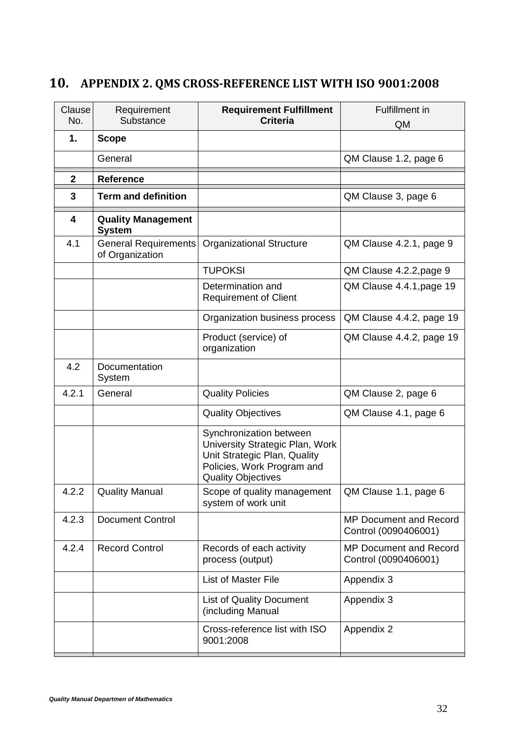# 10. APPENDIX 2. QMS CROSS-REFERENCE LIST WITH ISO 9001:2008

| Clause No. | Requirement Substance | **Requirement Fulfillment Criteria** | Fulfillment in QM |
|---|---|---|---|
| **1.** | **Scope** | | |
| | General | | QM Clause 1.2, page 6 |
| **2** | **Reference** | | |
| **3** | **Term and definition** | | QM Clause 3, page 6 |
| **4** | **Quality Management System** | | |
| 4.1 | General Requirements of Organization | Organizational Structure | QM Clause 4.2.1, page 9 |
| | | TUPOKSI | QM Clause 4.2.2,page 9 |
| | | Determination and Requirement of Client | QM Clause 4.4.1,page 19 |
| | | Organization business process | QM Clause 4.4.2, page 19 |
| | | Product (service) of organization | QM Clause 4.4.2, page 19 |
| 4.2 | Documentation System | | |
| 4.2.1 | General | Quality Policies | QM Clause 2, page 6 |
| | | Quality Objectives | QM Clause 4.1, page 6 |
| | | Synchronization between University Strategic Plan, Work Unit Strategic Plan, Quality Policies, Work Program and Quality Objectives | |
| 4.2.2 | Quality Manual | Scope of quality management system of work unit | QM Clause 1.1, page 6 |
| 4.2.3 | Document Control | | MP Document and Record Control (0090406001) |
| 4.2.4 | Record Control | Records of each activity process (output) | MP Document and Record Control (0090406001) |
| | | List of Master File | Appendix 3 |
| | | List of Quality Document (including Manual | Appendix 3 |
| | | Cross-reference list with ISO 9001:2008 | Appendix 2 |

*Quality Manual Departmen of Mathematics*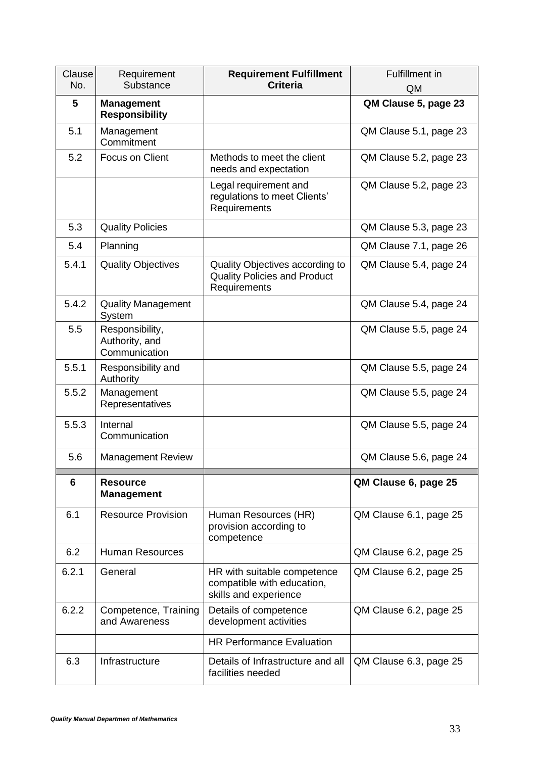| Clause No. | Requirement Substance | **Requirement Fulfillment Criteria** | Fulfillment in QM |
|---|---|---|---|
| **5** | **Management Responsibility** | | **QM Clause 5, page 23** |
| 5.1 | Management Commitment | | QM Clause 5.1, page 23 |
| 5.2 | Focus on Client | Methods to meet the client needs and expectation | QM Clause 5.2, page 23 |
| | | Legal requirement and regulations to meet Clients' Requirements | QM Clause 5.2, page 23 |
| 5.3 | Quality Policies | | QM Clause 5.3, page 23 |
| 5.4 | Planning | | QM Clause 7.1, page 26 |
| 5.4.1 | Quality Objectives | Quality Objectives according to Quality Policies and Product Requirements | QM Clause 5.4, page 24 |
| 5.4.2 | Quality Management System | | QM Clause 5.4, page 24 |
| 5.5 | Responsibility, Authority, and Communication | | QM Clause 5.5, page 24 |
| 5.5.1 | Responsibility and Authority | | QM Clause 5.5, page 24 |
| 5.5.2 | Management Representatives | | QM Clause 5.5, page 24 |
| 5.5.3 | Internal Communication | | QM Clause 5.5, page 24 |
| 5.6 | Management Review | | QM Clause 5.6, page 24 |
| **6** | **Resource Management** | | **QM Clause 6, page 25** |
| 6.1 | Resource Provision | Human Resources (HR) provision according to competence | QM Clause 6.1, page 25 |
| 6.2 | Human Resources | | QM Clause 6.2, page 25 |
| 6.2.1 | General | HR with suitable competence compatible with education, skills and experience | QM Clause 6.2, page 25 |
| 6.2.2 | Competence, Training and Awareness | Details of competence development activities | QM Clause 6.2, page 25 |
| | | HR Performance Evaluation | |
| 6.3 | Infrastructure | Details of Infrastructure and all facilities needed | QM Clause 6.3, page 25 |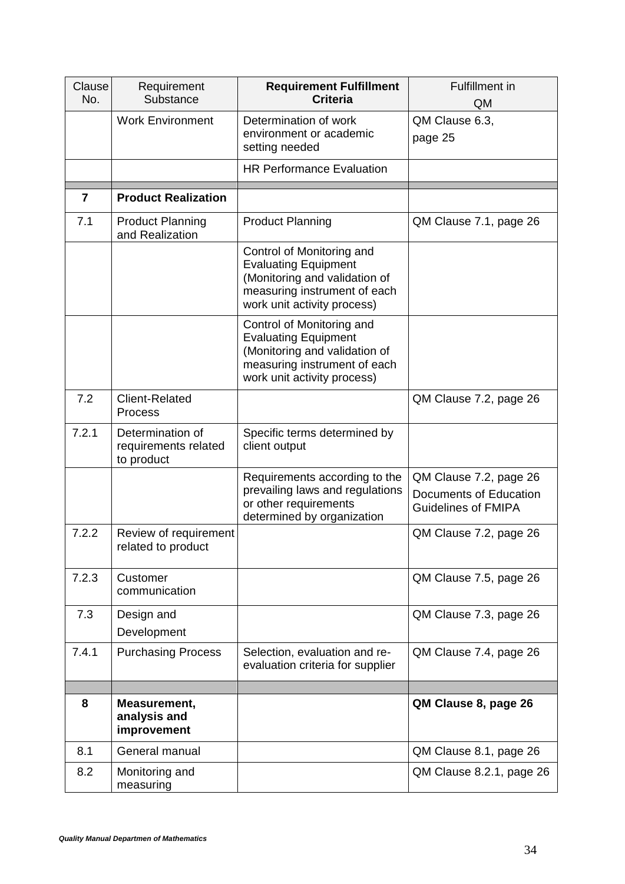| Clause No. | Requirement Substance | Requirement Fulfillment Criteria | Fulfillment in QM |
|---|---|---|---|
| | Work Environment | Determination of work environment or academic setting needed | QM Clause 6.3, page 25 |
| | | HR Performance Evaluation | |
| | | | |
| **7** | **Product Realization** | | |
| 7.1 | Product Planning and Realization | Product Planning | QM Clause 7.1, page 26 |
| | | Control of Monitoring and Evaluating Equipment (Monitoring and validation of measuring instrument of each work unit activity process) | |
| | | Control of Monitoring and Evaluating Equipment (Monitoring and validation of measuring instrument of each work unit activity process) | |
| 7.2 | Client-Related Process | | QM Clause 7.2, page 26 |
| 7.2.1 | Determination of requirements related to product | Specific terms determined by client output | |
| | | Requirements according to the prevailing laws and regulations or other requirements determined by organization | QM Clause 7.2, page 26 Documents of Education Guidelines of FMIPA |
| 7.2.2 | Review of requirement related to product | | QM Clause 7.2, page 26 |
| 7.2.3 | Customer communication | | QM Clause 7.5, page 26 |
| 7.3 | Design and Development | | QM Clause 7.3, page 26 |
| 7.4.1 | Purchasing Process | Selection, evaluation and re-evaluation criteria for supplier | QM Clause 7.4, page 26 |
| | | | |
| **8** | **Measurement, analysis and improvement** | | **QM Clause 8, page 26** |
| 8.1 | General manual | | QM Clause 8.1, page 26 |
| 8.2 | Monitoring and measuring | | QM Clause 8.2.1, page 26 |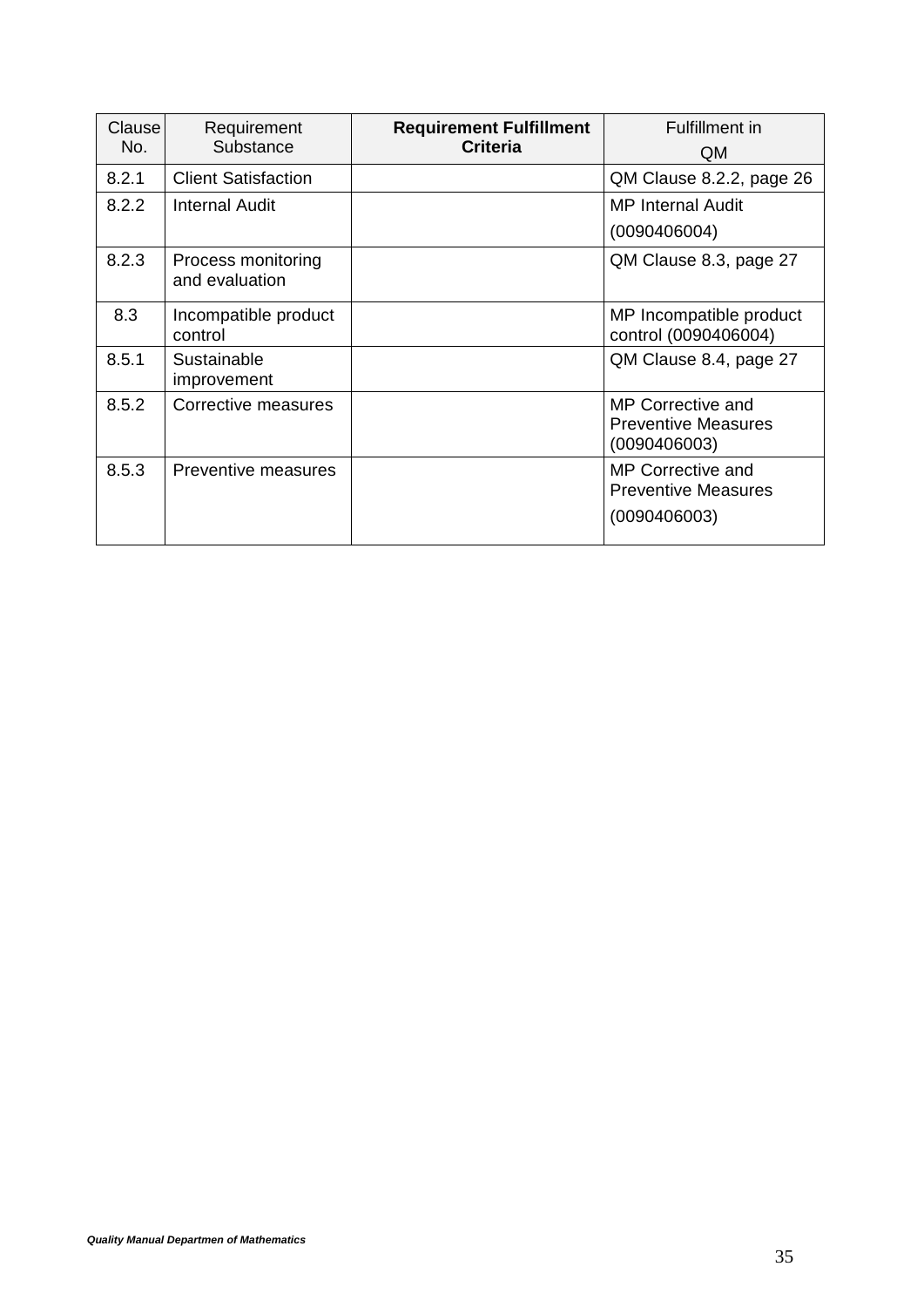| Clause No. | Requirement Substance | **Requirement Fulfillment Criteria** | Fulfillment in QM |
|---|---|---|---|
| 8.2.1 | Client Satisfaction | | QM Clause 8.2.2, page 26 |
| 8.2.2 | Internal Audit | | MP Internal Audit (0090406004) |
| 8.2.3 | Process monitoring and evaluation | | QM Clause 8.3, page 27 |
| 8.3 | Incompatible product control | | MP Incompatible product control (0090406004) |
| 8.5.1 | Sustainable improvement | | QM Clause 8.4, page 27 |
| 8.5.2 | Corrective measures | | MP Corrective and Preventive Measures (0090406003) |
| 8.5.3 | Preventive measures | | MP Corrective and Preventive Measures (0090406003) |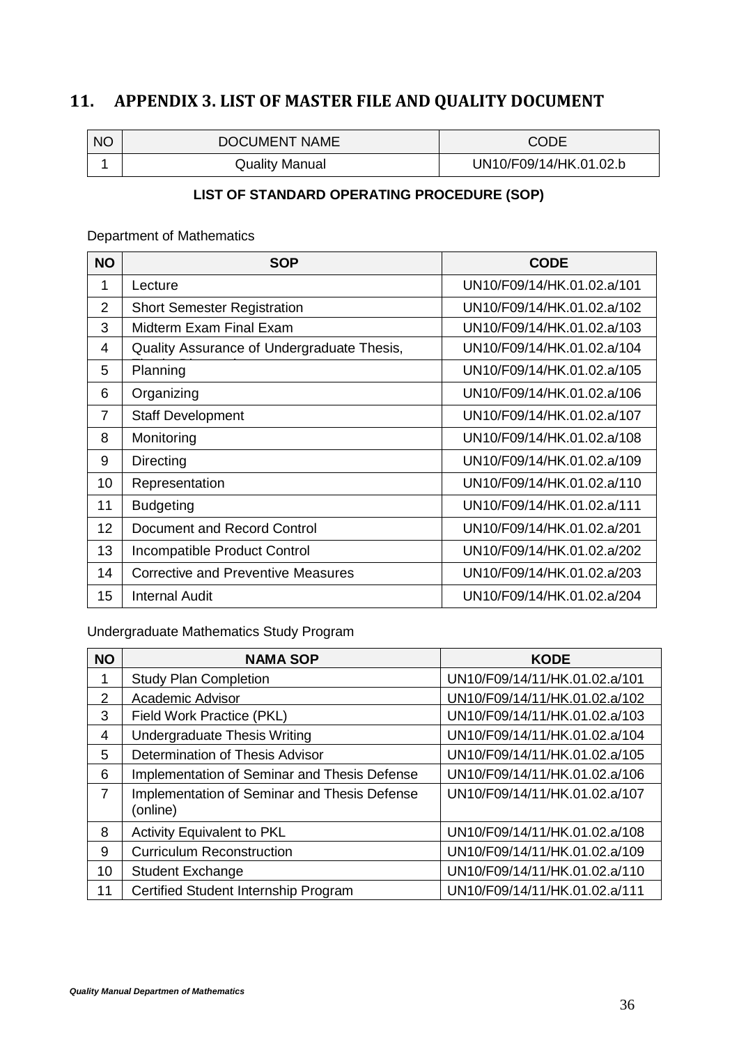## 11. APPENDIX 3. LIST OF MASTER FILE AND QUALITY DOCUMENT

| NO | DOCUMENT NAME | CODE |
|---|---|---|
| 1 | Quality Manual | UN10/F09/14/HK.01.02.b |

**LIST OF STANDARD OPERATING PROCEDURE (SOP)**

Department of Mathematics

| NO | SOP | CODE |
|---|---|---|
| 1 | Lecture | UN10/F09/14/HK.01.02.a/101 |
| 2 | Short Semester Registration | UN10/F09/14/HK.01.02.a/102 |
| 3 | Midterm Exam Final Exam | UN10/F09/14/HK.01.02.a/103 |
| 4 | Quality Assurance of Undergraduate Thesis, | UN10/F09/14/HK.01.02.a/104 |
| 5 | Planning | UN10/F09/14/HK.01.02.a/105 |
| 6 | Organizing | UN10/F09/14/HK.01.02.a/106 |
| 7 | Staff Development | UN10/F09/14/HK.01.02.a/107 |
| 8 | Monitoring | UN10/F09/14/HK.01.02.a/108 |
| 9 | Directing | UN10/F09/14/HK.01.02.a/109 |
| 10 | Representation | UN10/F09/14/HK.01.02.a/110 |
| 11 | Budgeting | UN10/F09/14/HK.01.02.a/111 |
| 12 | Document and Record Control | UN10/F09/14/HK.01.02.a/201 |
| 13 | Incompatible Product Control | UN10/F09/14/HK.01.02.a/202 |
| 14 | Corrective and Preventive Measures | UN10/F09/14/HK.01.02.a/203 |
| 15 | Internal Audit | UN10/F09/14/HK.01.02.a/204 |

Undergraduate Mathematics Study Program

| NO | NAMA SOP | KODE |
|---|---|---|
| 1 | Study Plan Completion | UN10/F09/14/11/HK.01.02.a/101 |
| 2 | Academic Advisor | UN10/F09/14/11/HK.01.02.a/102 |
| 3 | Field Work Practice (PKL) | UN10/F09/14/11/HK.01.02.a/103 |
| 4 | Undergraduate Thesis Writing | UN10/F09/14/11/HK.01.02.a/104 |
| 5 | Determination of Thesis Advisor | UN10/F09/14/11/HK.01.02.a/105 |
| 6 | Implementation of Seminar and Thesis Defense | UN10/F09/14/11/HK.01.02.a/106 |
| 7 | Implementation of Seminar and Thesis Defense (online) | UN10/F09/14/11/HK.01.02.a/107 |
| 8 | Activity Equivalent to PKL | UN10/F09/14/11/HK.01.02.a/108 |
| 9 | Curriculum Reconstruction | UN10/F09/14/11/HK.01.02.a/109 |
| 10 | Student Exchange | UN10/F09/14/11/HK.01.02.a/110 |
| 11 | Certified Student Internship Program | UN10/F09/14/11/HK.01.02.a/111 |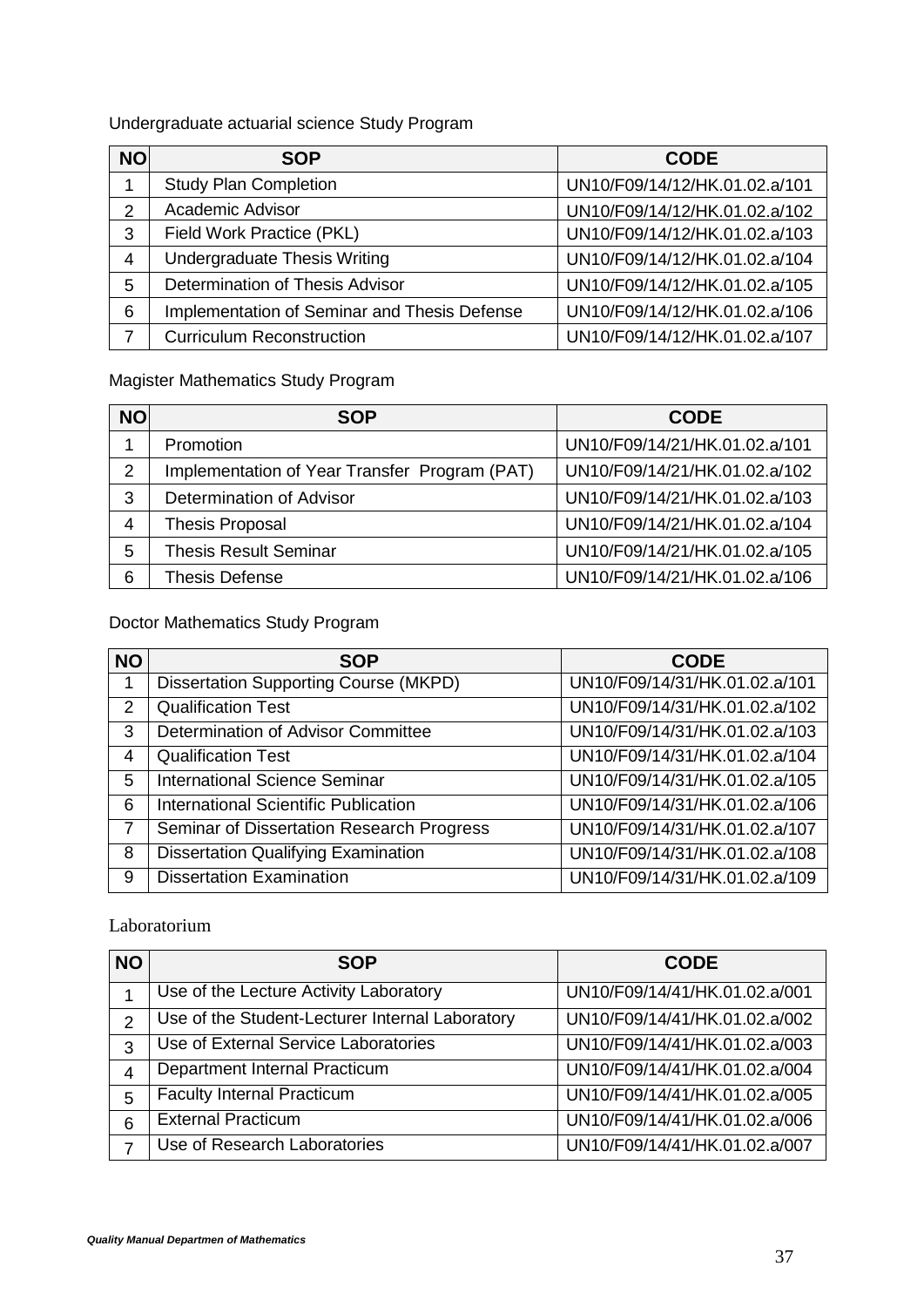Undergraduate actuarial science Study Program

| NO | SOP | CODE |
|---|---|---|
| 1 | Study Plan Completion | UN10/F09/14/12/HK.01.02.a/101 |
| 2 | Academic Advisor | UN10/F09/14/12/HK.01.02.a/102 |
| 3 | Field Work Practice (PKL) | UN10/F09/14/12/HK.01.02.a/103 |
| 4 | Undergraduate Thesis Writing | UN10/F09/14/12/HK.01.02.a/104 |
| 5 | Determination of Thesis Advisor | UN10/F09/14/12/HK.01.02.a/105 |
| 6 | Implementation of Seminar and Thesis Defense | UN10/F09/14/12/HK.01.02.a/106 |
| 7 | Curriculum Reconstruction | UN10/F09/14/12/HK.01.02.a/107 |

Magister Mathematics Study Program

| NO | SOP | CODE |
|---|---|---|
| 1 | Promotion | UN10/F09/14/21/HK.01.02.a/101 |
| 2 | Implementation of Year Transfer Program (PAT) | UN10/F09/14/21/HK.01.02.a/102 |
| 3 | Determination of Advisor | UN10/F09/14/21/HK.01.02.a/103 |
| 4 | Thesis Proposal | UN10/F09/14/21/HK.01.02.a/104 |
| 5 | Thesis Result Seminar | UN10/F09/14/21/HK.01.02.a/105 |
| 6 | Thesis Defense | UN10/F09/14/21/HK.01.02.a/106 |

Doctor Mathematics Study Program

| NO | SOP | CODE |
|---|---|---|
| 1 | Dissertation Supporting Course (MKPD) | UN10/F09/14/31/HK.01.02.a/101 |
| 2 | Qualification Test | UN10/F09/14/31/HK.01.02.a/102 |
| 3 | Determination of Advisor Committee | UN10/F09/14/31/HK.01.02.a/103 |
| 4 | Qualification Test | UN10/F09/14/31/HK.01.02.a/104 |
| 5 | International Science Seminar | UN10/F09/14/31/HK.01.02.a/105 |
| 6 | International Scientific Publication | UN10/F09/14/31/HK.01.02.a/106 |
| 7 | Seminar of Dissertation Research Progress | UN10/F09/14/31/HK.01.02.a/107 |
| 8 | Dissertation Qualifying Examination | UN10/F09/14/31/HK.01.02.a/108 |
| 9 | Dissertation Examination | UN10/F09/14/31/HK.01.02.a/109 |

Laboratorium

| NO | SOP | CODE |
|---|---|---|
| 1 | Use of the Lecture Activity Laboratory | UN10/F09/14/41/HK.01.02.a/001 |
| 2 | Use of the Student-Lecturer Internal Laboratory | UN10/F09/14/41/HK.01.02.a/002 |
| 3 | Use of External Service Laboratories | UN10/F09/14/41/HK.01.02.a/003 |
| 4 | Department Internal Practicum | UN10/F09/14/41/HK.01.02.a/004 |
| 5 | Faculty Internal Practicum | UN10/F09/14/41/HK.01.02.a/005 |
| 6 | External Practicum | UN10/F09/14/41/HK.01.02.a/006 |
| 7 | Use of Research Laboratories | UN10/F09/14/41/HK.01.02.a/007 |